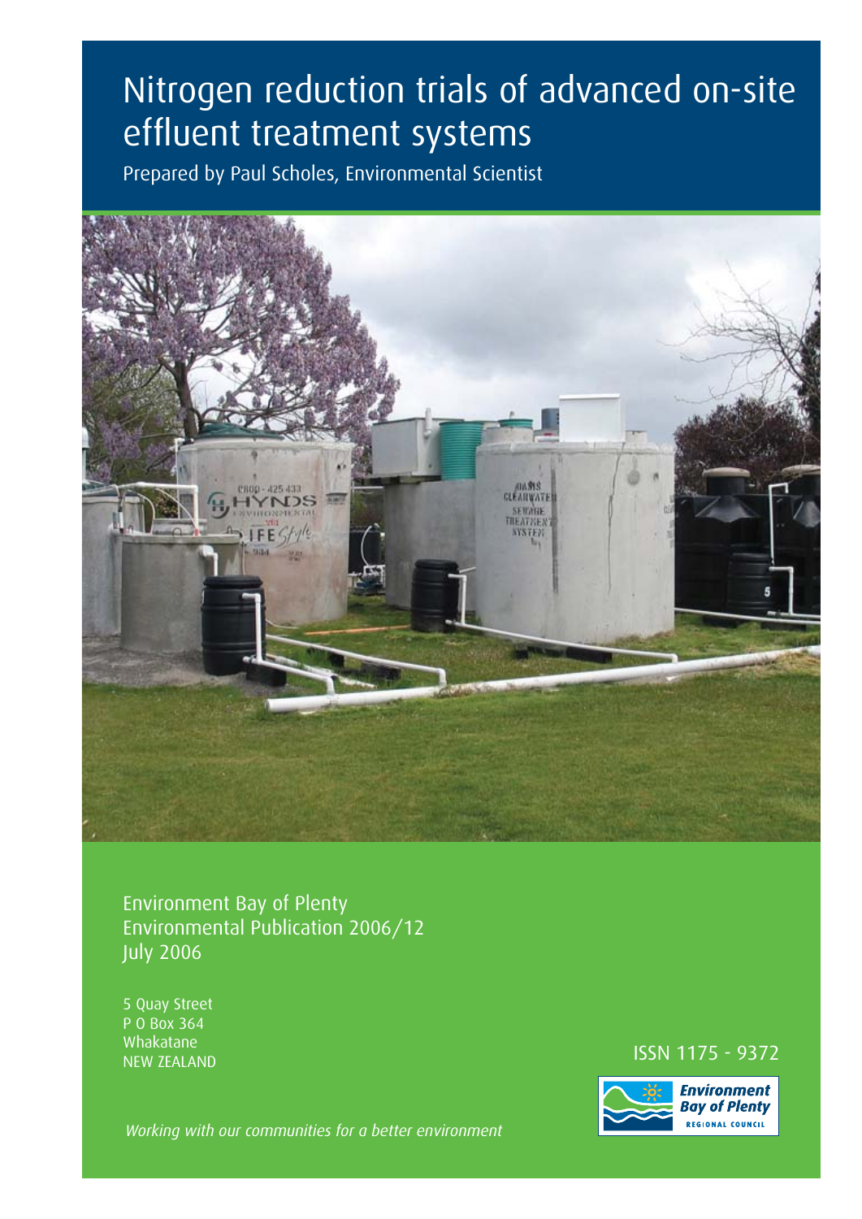# Nitrogen reduction trials of advanced on-site effluent treatment systems

Prepared by Paul Scholes, Environmental Scientist

Environment Bay of Plenty
Environmental Publication 2006/12
July 2006

5 Quay Street
P O Box 364
Whakatane
NEW ZEALAND

ISSN 1175 - 9372

*Working with our communities for a better environment*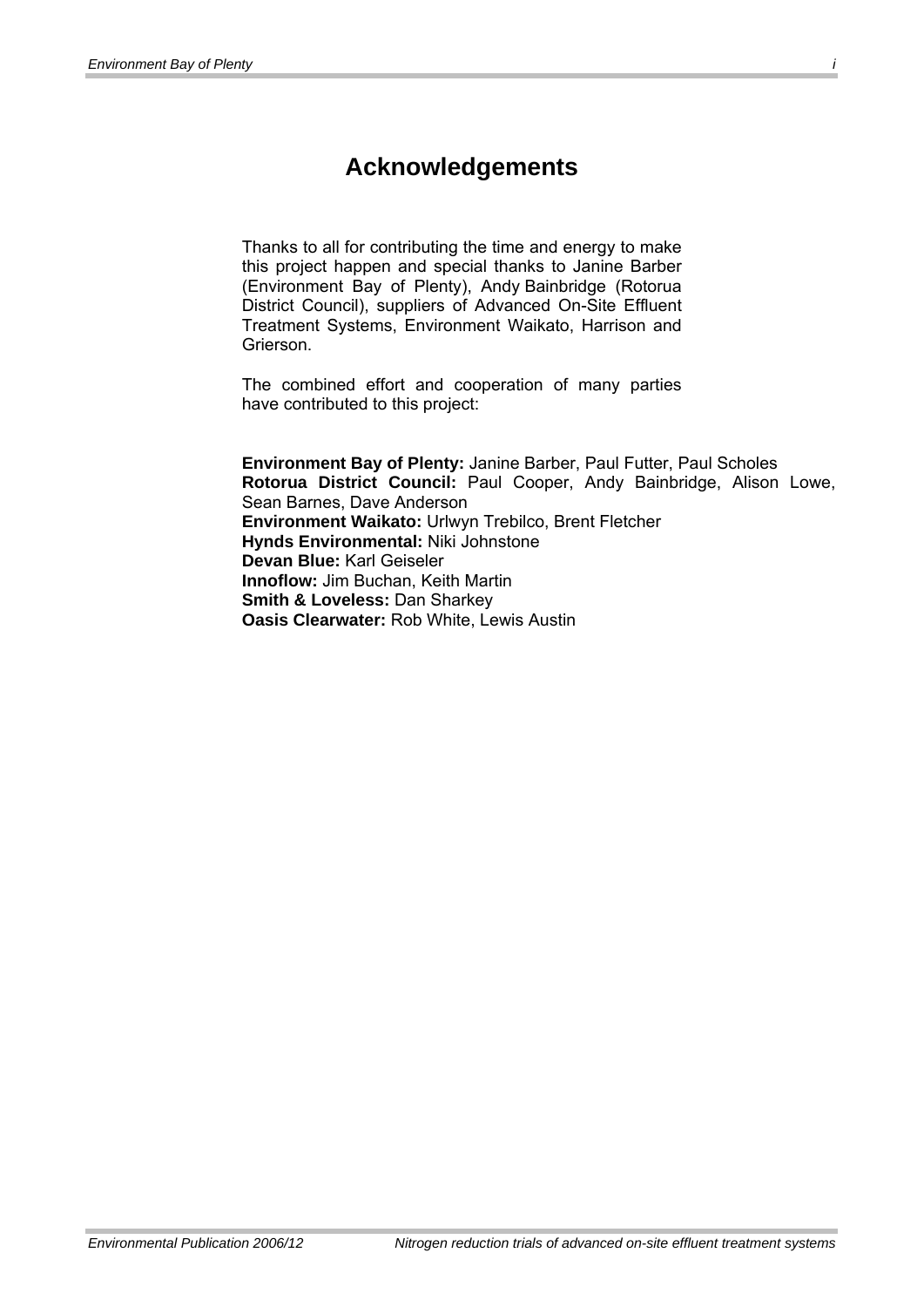# Acknowledgements

Thanks to all for contributing the time and energy to make this project happen and special thanks to Janine Barber (Environment Bay of Plenty), Andy Bainbridge (Rotorua District Council), suppliers of Advanced On-Site Effluent Treatment Systems, Environment Waikato, Harrison and Grierson.

The combined effort and cooperation of many parties have contributed to this project:

**Environment Bay of Plenty:** Janine Barber, Paul Futter, Paul Scholes
**Rotorua District Council:** Paul Cooper, Andy Bainbridge, Alison Lowe, Sean Barnes, Dave Anderson
**Environment Waikato:** Urlwyn Trebilco, Brent Fletcher
**Hynds Environmental:** Niki Johnstone
**Devan Blue:** Karl Geiseler
**Innoflow:** Jim Buchan, Keith Martin
**Smith & Loveless:** Dan Sharkey
**Oasis Clearwater:** Rob White, Lewis Austin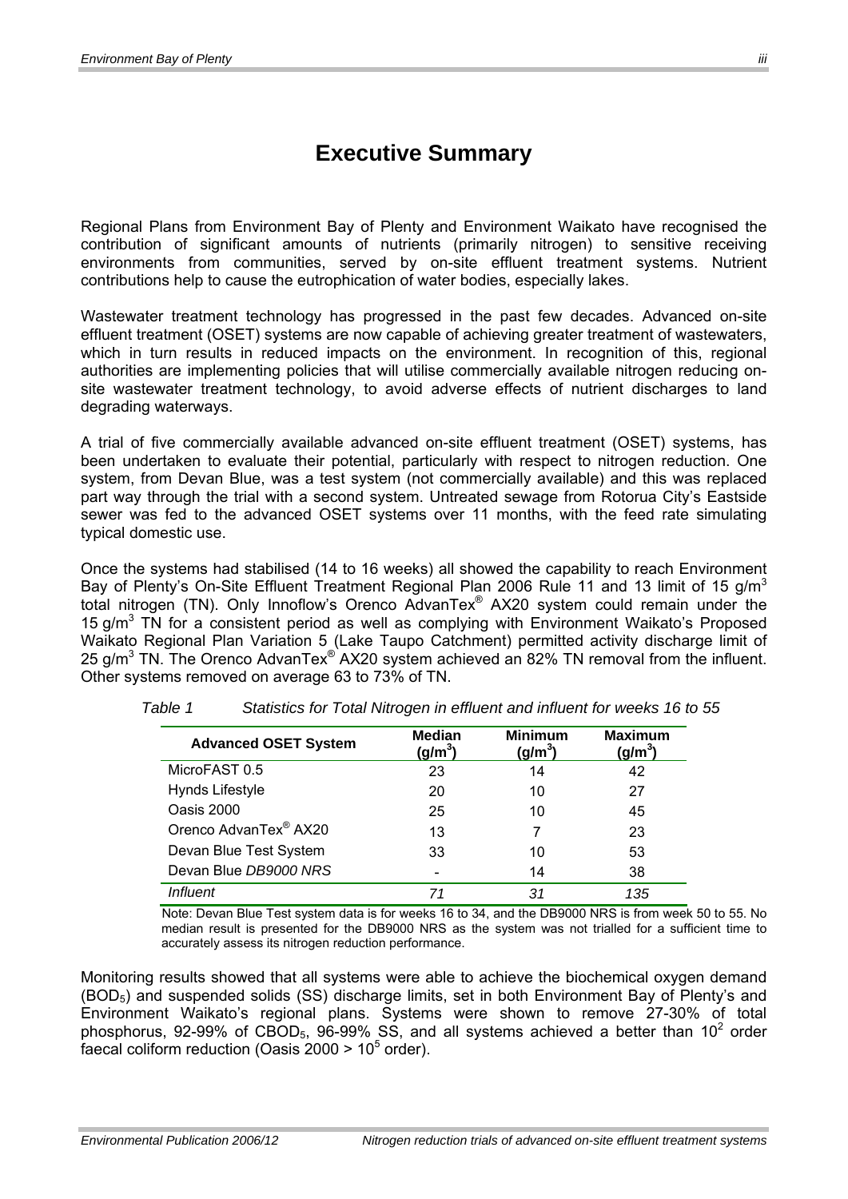# Executive Summary

Regional Plans from Environment Bay of Plenty and Environment Waikato have recognised the contribution of significant amounts of nutrients (primarily nitrogen) to sensitive receiving environments from communities, served by on-site effluent treatment systems. Nutrient contributions help to cause the eutrophication of water bodies, especially lakes.

Wastewater treatment technology has progressed in the past few decades. Advanced on-site effluent treatment (OSET) systems are now capable of achieving greater treatment of wastewaters, which in turn results in reduced impacts on the environment. In recognition of this, regional authorities are implementing policies that will utilise commercially available nitrogen reducing on-site wastewater treatment technology, to avoid adverse effects of nutrient discharges to land degrading waterways.

A trial of five commercially available advanced on-site effluent treatment (OSET) systems, has been undertaken to evaluate their potential, particularly with respect to nitrogen reduction. One system, from Devan Blue, was a test system (not commercially available) and this was replaced part way through the trial with a second system. Untreated sewage from Rotorua City's Eastside sewer was fed to the advanced OSET systems over 11 months, with the feed rate simulating typical domestic use.

Once the systems had stabilised (14 to 16 weeks) all showed the capability to reach Environment Bay of Plenty's On-Site Effluent Treatment Regional Plan 2006 Rule 11 and 13 limit of 15 $g/m^3$ total nitrogen (TN). Only Innoflow's Orenco AdvanTex® AX20 system could remain under the 15 $g/m^3$ TN for a consistent period as well as complying with Environment Waikato's Proposed Waikato Regional Plan Variation 5 (Lake Taupo Catchment) permitted activity discharge limit of 25 $g/m^3$ TN. The Orenco AdvanTex® AX20 system achieved an 82% TN removal from the influent. Other systems removed on average 63 to 73% of TN.

*Table 1    Statistics for Total Nitrogen in effluent and influent for weeks 16 to 55*

| Advanced OSET System | Median ($g/m^3$) | Minimum ($g/m^3$) | Maximum ($g/m^3$) |
|---|---|---|---|
| MicroFAST 0.5 | 23 | 14 | 42 |
| Hynds Lifestyle | 20 | 10 | 27 |
| Oasis 2000 | 25 | 10 | 45 |
| Orenco AdvanTex® AX20 | 13 | 7 | 23 |
| Devan Blue Test System | 33 | 10 | 53 |
| Devan Blue *DB9000 NRS* | - | 14 | 38 |
| *Influent* | *71* | *31* | *135* |

Note: Devan Blue Test system data is for weeks 16 to 34, and the DB9000 NRS is from week 50 to 55. No median result is presented for the DB9000 NRS as the system was not trialled for a sufficient time to accurately assess its nitrogen reduction performance.

Monitoring results showed that all systems were able to achieve the biochemical oxygen demand ($BOD_5$) and suspended solids (SS) discharge limits, set in both Environment Bay of Plenty's and Environment Waikato's regional plans. Systems were shown to remove 27-30% of total phosphorus, 92-99% of $CBOD_5$, 96-99% SS, and all systems achieved a better than $10^2$ order faecal coliform reduction (Oasis 2000 > $10^5$ order).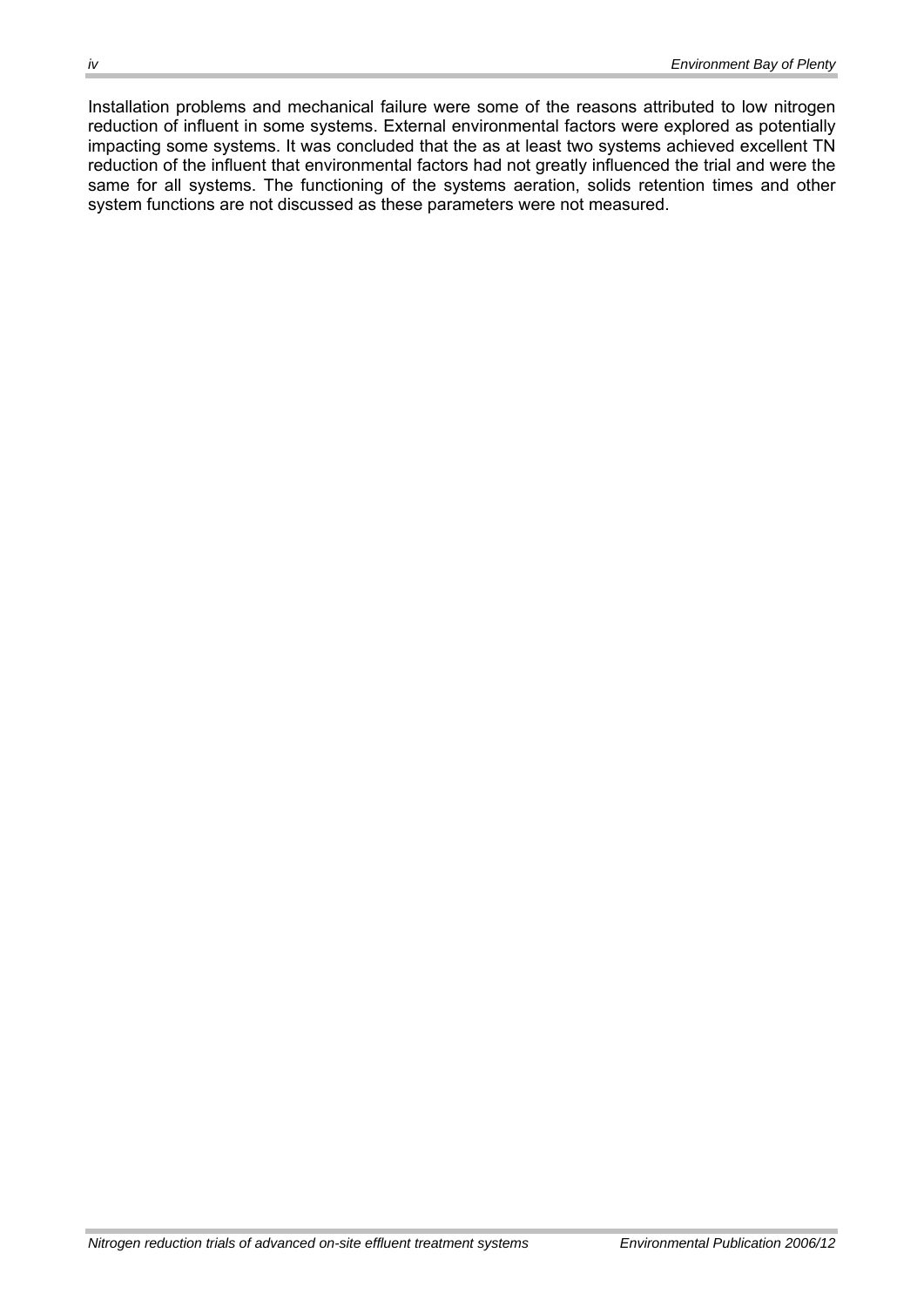Installation problems and mechanical failure were some of the reasons attributed to low nitrogen reduction of influent in some systems. External environmental factors were explored as potentially impacting some systems. It was concluded that the as at least two systems achieved excellent TN reduction of the influent that environmental factors had not greatly influenced the trial and were the same for all systems. The functioning of the systems aeration, solids retention times and other system functions are not discussed as these parameters were not measured.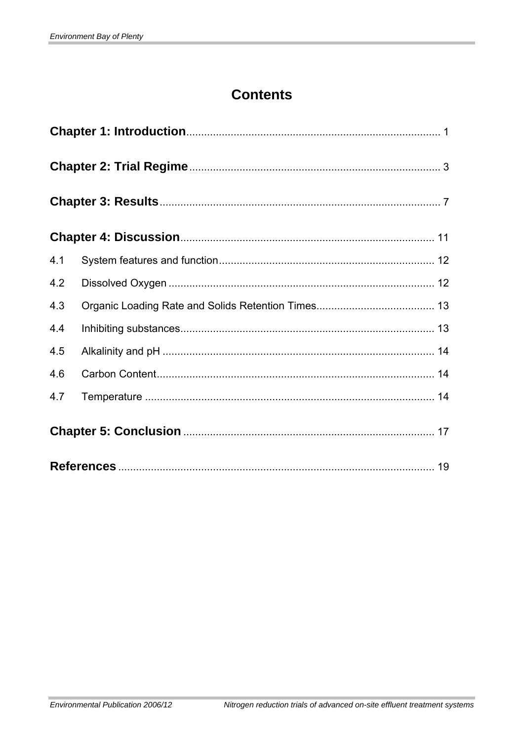# Contents

**Chapter 1: Introduction** ..... 1

**Chapter 2: Trial Regime** ..... 3

**Chapter 3: Results** ..... 7

**Chapter 4: Discussion** ..... 11

4.1 System features and function ..... 12

4.2 Dissolved Oxygen ..... 12

4.3 Organic Loading Rate and Solids Retention Times ..... 13

4.4 Inhibiting substances ..... 13

4.5 Alkalinity and pH ..... 14

4.6 Carbon Content ..... 14

4.7 Temperature ..... 14

**Chapter 5: Conclusion** ..... 17

**References** ..... 19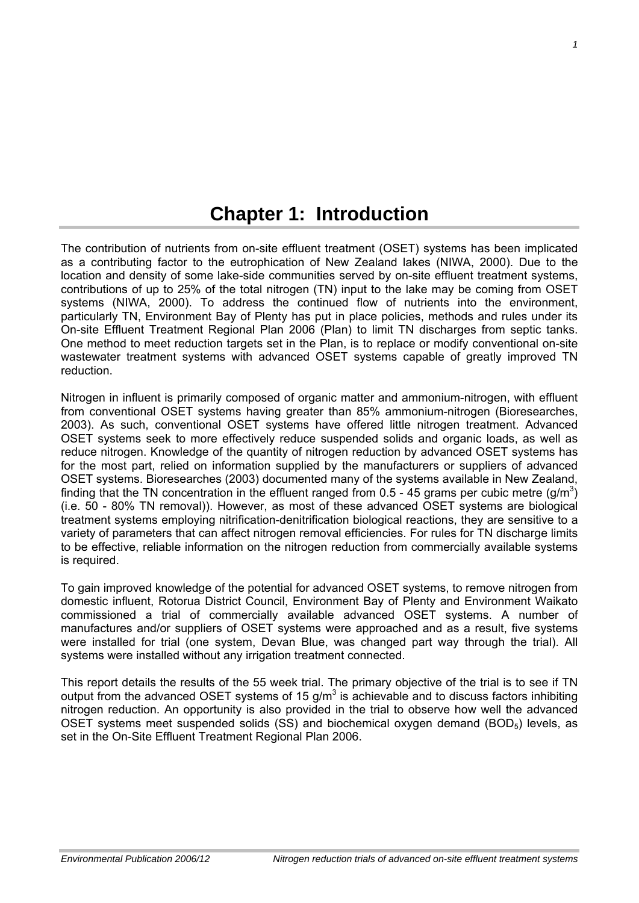# Chapter 1: Introduction

The contribution of nutrients from on-site effluent treatment (OSET) systems has been implicated as a contributing factor to the eutrophication of New Zealand lakes (NIWA, 2000). Due to the location and density of some lake-side communities served by on-site effluent treatment systems, contributions of up to 25% of the total nitrogen (TN) input to the lake may be coming from OSET systems (NIWA, 2000). To address the continued flow of nutrients into the environment, particularly TN, Environment Bay of Plenty has put in place policies, methods and rules under its On-site Effluent Treatment Regional Plan 2006 (Plan) to limit TN discharges from septic tanks. One method to meet reduction targets set in the Plan, is to replace or modify conventional on-site wastewater treatment systems with advanced OSET systems capable of greatly improved TN reduction.

Nitrogen in influent is primarily composed of organic matter and ammonium-nitrogen, with effluent from conventional OSET systems having greater than 85% ammonium-nitrogen (Bioresearches, 2003). As such, conventional OSET systems have offered little nitrogen treatment. Advanced OSET systems seek to more effectively reduce suspended solids and organic loads, as well as reduce nitrogen. Knowledge of the quantity of nitrogen reduction by advanced OSET systems has for the most part, relied on information supplied by the manufacturers or suppliers of advanced OSET systems. Bioresearches (2003) documented many of the systems available in New Zealand, finding that the TN concentration in the effluent ranged from 0.5 - 45 grams per cubic metre ($g/m^3$) (i.e. 50 - 80% TN removal)). However, as most of these advanced OSET systems are biological treatment systems employing nitrification-denitrification biological reactions, they are sensitive to a variety of parameters that can affect nitrogen removal efficiencies. For rules for TN discharge limits to be effective, reliable information on the nitrogen reduction from commercially available systems is required.

To gain improved knowledge of the potential for advanced OSET systems, to remove nitrogen from domestic influent, Rotorua District Council, Environment Bay of Plenty and Environment Waikato commissioned a trial of commercially available advanced OSET systems. A number of manufactures and/or suppliers of OSET systems were approached and as a result, five systems were installed for trial (one system, Devan Blue, was changed part way through the trial). All systems were installed without any irrigation treatment connected.

This report details the results of the 55 week trial. The primary objective of the trial is to see if TN output from the advanced OSET systems of 15 $g/m^3$ is achievable and to discuss factors inhibiting nitrogen reduction. An opportunity is also provided in the trial to observe how well the advanced OSET systems meet suspended solids (SS) and biochemical oxygen demand ($BOD_5$) levels, as set in the On-Site Effluent Treatment Regional Plan 2006.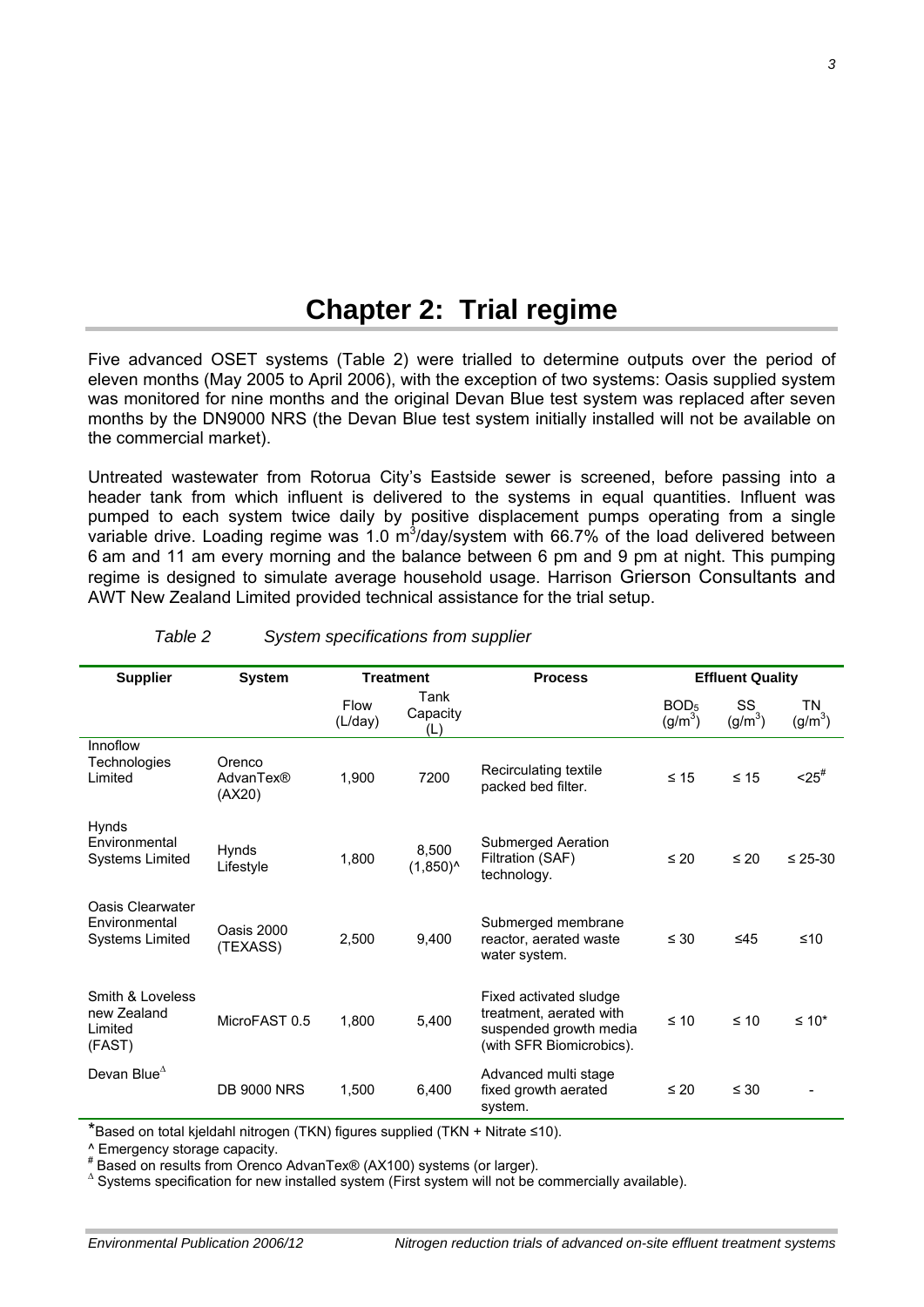# Chapter 2: Trial regime

Five advanced OSET systems (Table 2) were trialled to determine outputs over the period of eleven months (May 2005 to April 2006), with the exception of two systems: Oasis supplied system was monitored for nine months and the original Devan Blue test system was replaced after seven months by the DN9000 NRS (the Devan Blue test system initially installed will not be available on the commercial market).

Untreated wastewater from Rotorua City's Eastside sewer is screened, before passing into a header tank from which influent is delivered to the systems in equal quantities. Influent was pumped to each system twice daily by positive displacement pumps operating from a single variable drive. Loading regime was 1.0 $m^3$/day/system with 66.7% of the load delivered between 6 am and 11 am every morning and the balance between 6 pm and 9 pm at night. This pumping regime is designed to simulate average household usage. Harrison Grierson Consultants and AWT New Zealand Limited provided technical assistance for the trial setup.

*Table 2 System specifications from supplier*

| Supplier | System | Treatment | | Process | Effluent Quality | | |
|---|---|---|---|---|---|---|---|
| | | Flow (L/day) | Tank Capacity (L) | | $BOD_5$ ($g/m^3$) | SS ($g/m^3$) | TN ($g/m^3$) |
| Innoflow Technologies Limited | Orenco AdvanTex® (AX20) | 1,900 | 7200 | Recirculating textile packed bed filter. | ≤ 15 | ≤ 15 | <25[#] |
| Hynds Environmental Systems Limited | Hynds Lifestyle | 1,800 | 8,500 (1,850)^ | Submerged Aeration Filtration (SAF) technology. | ≤ 20 | ≤ 20 | ≤ 25-30 |
| Oasis Clearwater Environmental Systems Limited | Oasis 2000 (TEXASS) | 2,500 | 9,400 | Submerged membrane reactor, aerated waste water system. | ≤ 30 | ≤45 | ≤10 |
| Smith & Loveless new Zealand Limited (FAST) | MicroFAST 0.5 | 1,800 | 5,400 | Fixed activated sludge treatment, aerated with suspended growth media (with SFR Biomicrobics). | ≤ 10 | ≤ 10 | ≤ 10* |
| Devan Blue[Δ] | DB 9000 NRS | 1,500 | 6,400 | Advanced multi stage fixed growth aerated system. | ≤ 20 | ≤ 30 | - |

*Based on total kjeldahl nitrogen (TKN) figures supplied (TKN + Nitrate ≤10).

^ Emergency storage capacity.

[#] Based on results from Orenco AdvanTex® (AX100) systems (or larger).

[Δ] Systems specification for new installed system (First system will not be commercially available).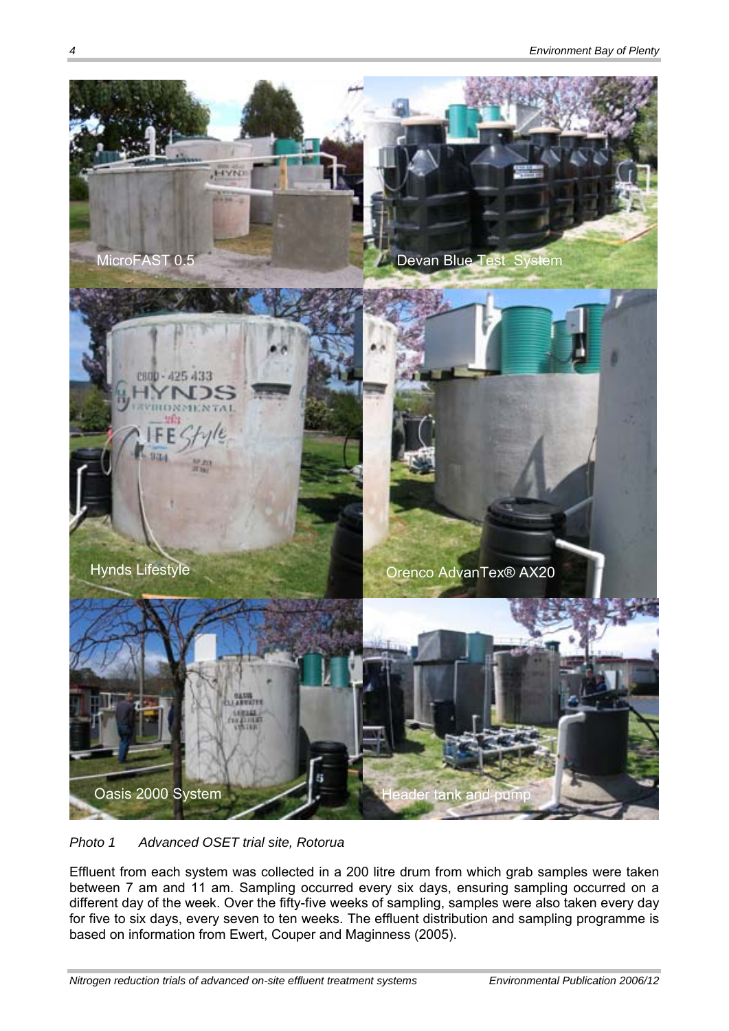*Photo 1 Advanced OSET trial site, Rotorua*

Effluent from each system was collected in a 200 litre drum from which grab samples were taken between 7 am and 11 am. Sampling occurred every six days, ensuring sampling occurred on a different day of the week. Over the fifty-five weeks of sampling, samples were also taken every day for five to six days, every seven to ten weeks. The effluent distribution and sampling programme is based on information from Ewert, Couper and Maginness (2005).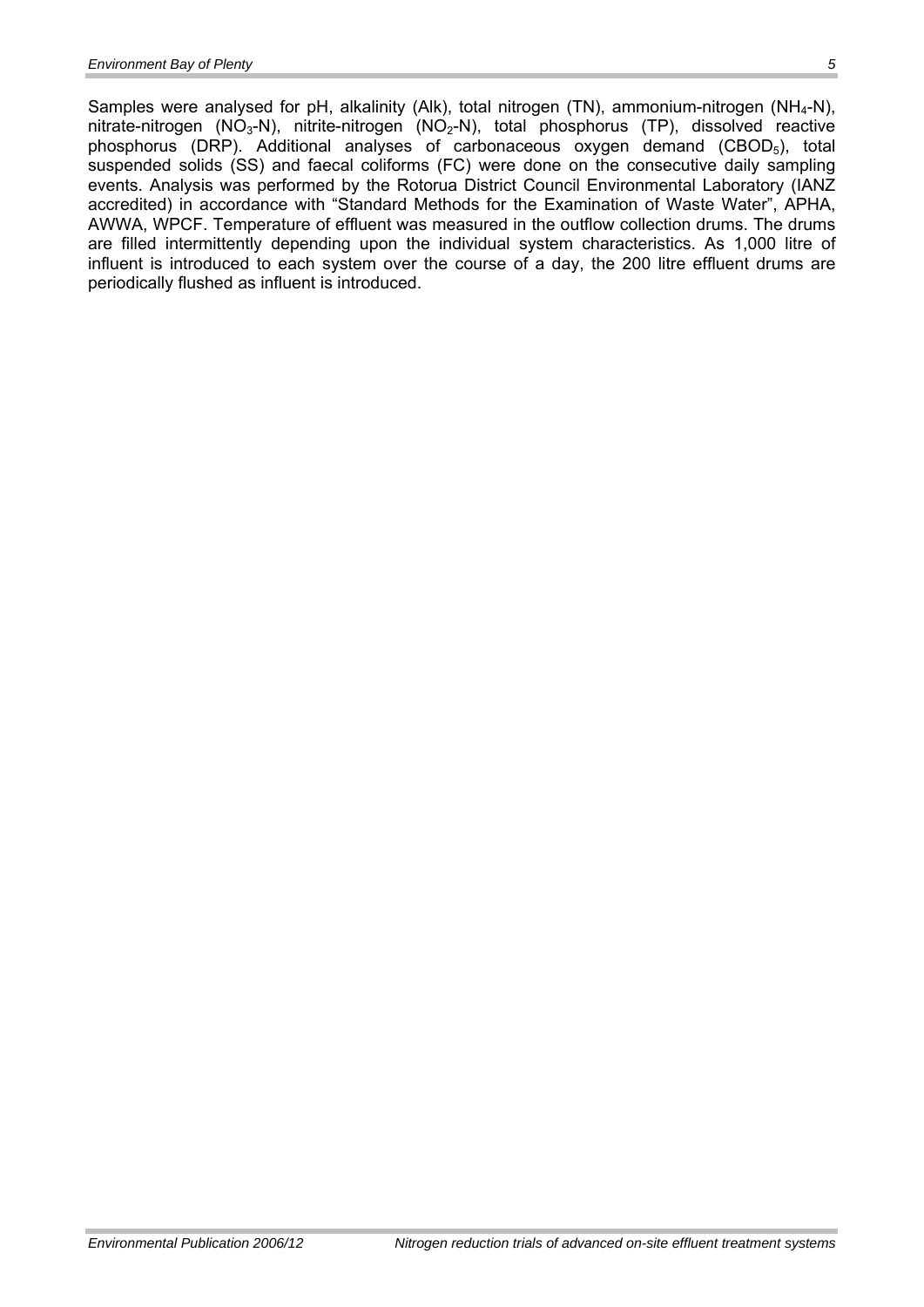Samples were analysed for pH, alkalinity (Alk), total nitrogen (TN), ammonium-nitrogen ($NH_4$-N), nitrate-nitrogen ($NO_3$-N), nitrite-nitrogen ($NO_2$-N), total phosphorus (TP), dissolved reactive phosphorus (DRP). Additional analyses of carbonaceous oxygen demand ($CBOD_5$), total suspended solids (SS) and faecal coliforms (FC) were done on the consecutive daily sampling events. Analysis was performed by the Rotorua District Council Environmental Laboratory (IANZ accredited) in accordance with "Standard Methods for the Examination of Waste Water", APHA, AWWA, WPCF. Temperature of effluent was measured in the outflow collection drums. The drums are filled intermittently depending upon the individual system characteristics. As 1,000 litre of influent is introduced to each system over the course of a day, the 200 litre effluent drums are periodically flushed as influent is introduced.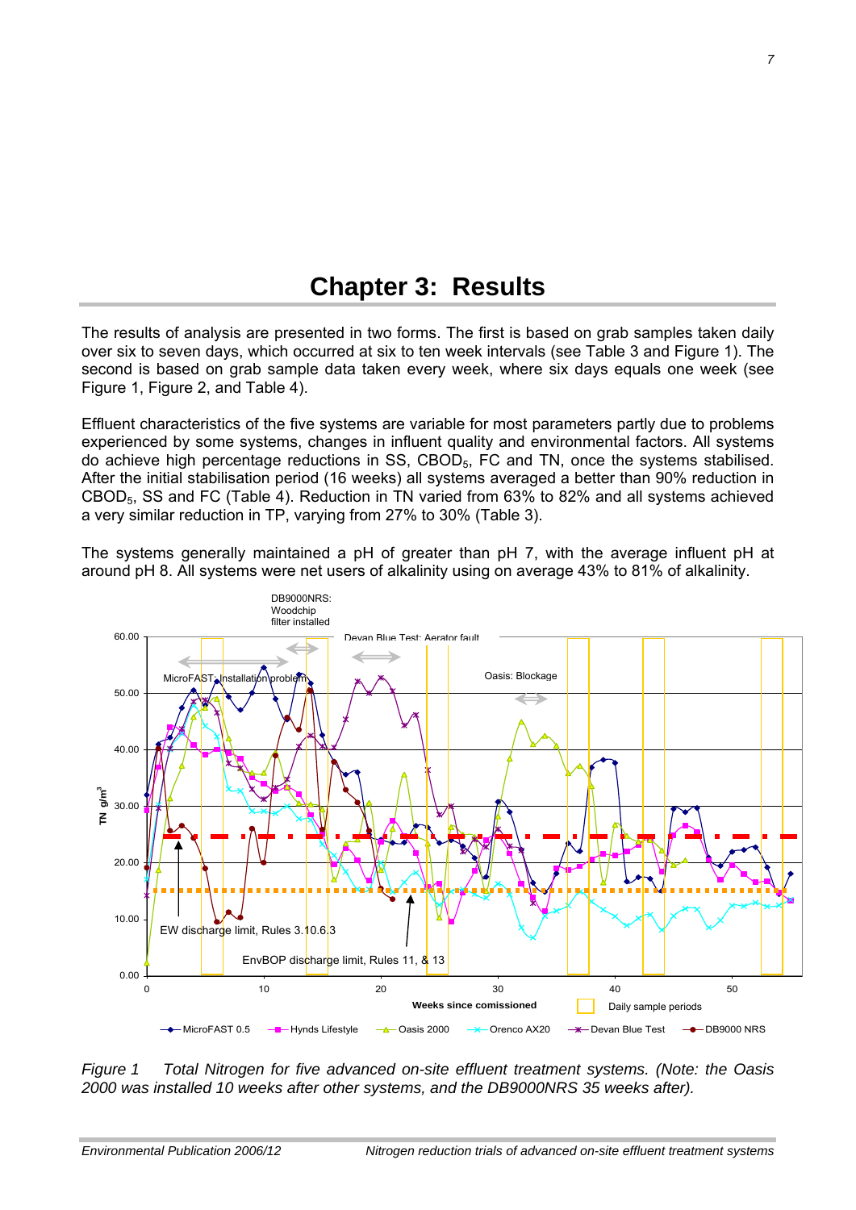# Chapter 3: Results

The results of analysis are presented in two forms. The first is based on grab samples taken daily over six to seven days, which occurred at six to ten week intervals (see Table 3 and Figure 1). The second is based on grab sample data taken every week, where six days equals one week (see Figure 1, Figure 2, and Table 4).

Effluent characteristics of the five systems are variable for most parameters partly due to problems experienced by some systems, changes in influent quality and environmental factors. All systems do achieve high percentage reductions in SS, $CBOD_5$, FC and TN, once the systems stabilised. After the initial stabilisation period (16 weeks) all systems averaged a better than 90% reduction in $CBOD_5$, SS and FC (Table 4). Reduction in TN varied from 63% to 82% and all systems achieved a very similar reduction in TP, varying from 27% to 30% (Table 3).

The systems generally maintained a pH of greater than pH 7, with the average influent pH at around pH 8. All systems were net users of alkalinity using on average 43% to 81% of alkalinity.

*Figure 1 Total Nitrogen for five advanced on-site effluent treatment systems. (Note: the Oasis 2000 was installed 10 weeks after other systems, and the DB9000NRS 35 weeks after).*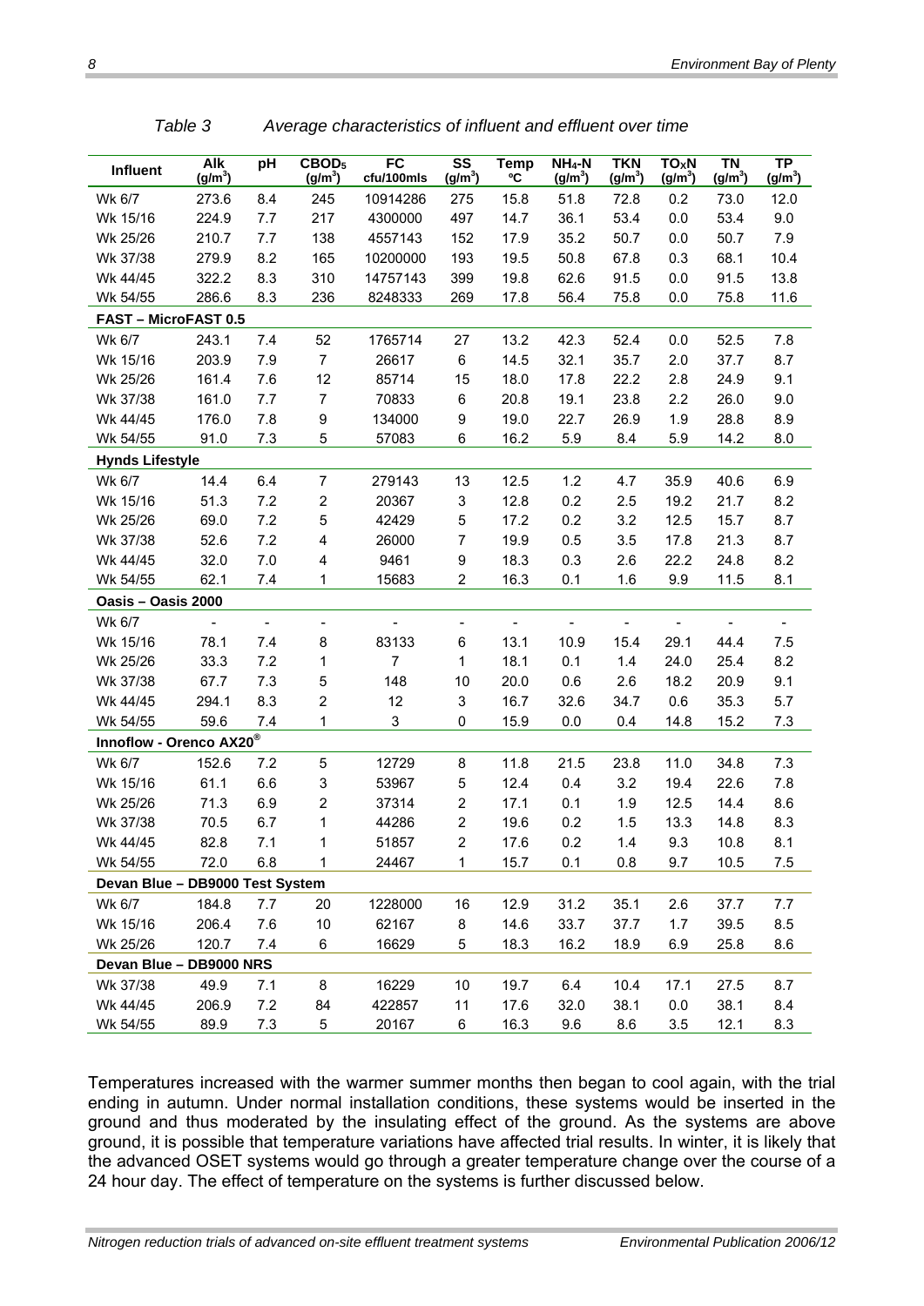*Table 3 Average characteristics of influent and effluent over time*

| Influent | Alk ($g/m^3$) | pH | $CBOD_5$ ($g/m^3$) | FC cfu/100mls | SS ($g/m^3$) | Temp ºC | $NH_4$-N ($g/m^3$) | TKN ($g/m^3$) | $TO_xN$ ($g/m^3$) | TN ($g/m^3$) | TP ($g/m^3$) |
|---|---|---|---|---|---|---|---|---|---|---|---|
| Wk 6/7 | 273.6 | 8.4 | 245 | 10914286 | 275 | 15.8 | 51.8 | 72.8 | 0.2 | 73.0 | 12.0 |
| Wk 15/16 | 224.9 | 7.7 | 217 | 4300000 | 497 | 14.7 | 36.1 | 53.4 | 0.0 | 53.4 | 9.0 |
| Wk 25/26 | 210.7 | 7.7 | 138 | 4557143 | 152 | 17.9 | 35.2 | 50.7 | 0.0 | 50.7 | 7.9 |
| Wk 37/38 | 279.9 | 8.2 | 165 | 10200000 | 193 | 19.5 | 50.8 | 67.8 | 0.3 | 68.1 | 10.4 |
| Wk 44/45 | 322.2 | 8.3 | 310 | 14757143 | 399 | 19.8 | 62.6 | 91.5 | 0.0 | 91.5 | 13.8 |
| Wk 54/55 | 286.6 | 8.3 | 236 | 8248333 | 269 | 17.8 | 56.4 | 75.8 | 0.0 | 75.8 | 11.6 |
| **FAST – MicroFAST 0.5** | | | | | | | | | | | |
| Wk 6/7 | 243.1 | 7.4 | 52 | 1765714 | 27 | 13.2 | 42.3 | 52.4 | 0.0 | 52.5 | 7.8 |
| Wk 15/16 | 203.9 | 7.9 | 7 | 26617 | 6 | 14.5 | 32.1 | 35.7 | 2.0 | 37.7 | 8.7 |
| Wk 25/26 | 161.4 | 7.6 | 12 | 85714 | 15 | 18.0 | 17.8 | 22.2 | 2.8 | 24.9 | 9.1 |
| Wk 37/38 | 161.0 | 7.7 | 7 | 70833 | 6 | 20.8 | 19.1 | 23.8 | 2.2 | 26.0 | 9.0 |
| Wk 44/45 | 176.0 | 7.8 | 9 | 134000 | 9 | 19.0 | 22.7 | 26.9 | 1.9 | 28.8 | 8.9 |
| Wk 54/55 | 91.0 | 7.3 | 5 | 57083 | 6 | 16.2 | 5.9 | 8.4 | 5.9 | 14.2 | 8.0 |
| **Hynds Lifestyle** | | | | | | | | | | | |
| Wk 6/7 | 14.4 | 6.4 | 7 | 279143 | 13 | 12.5 | 1.2 | 4.7 | 35.9 | 40.6 | 6.9 |
| Wk 15/16 | 51.3 | 7.2 | 2 | 20367 | 3 | 12.8 | 0.2 | 2.5 | 19.2 | 21.7 | 8.2 |
| Wk 25/26 | 69.0 | 7.2 | 5 | 42429 | 5 | 17.2 | 0.2 | 3.2 | 12.5 | 15.7 | 8.7 |
| Wk 37/38 | 52.6 | 7.2 | 4 | 26000 | 7 | 19.9 | 0.5 | 3.5 | 17.8 | 21.3 | 8.7 |
| Wk 44/45 | 32.0 | 7.0 | 4 | 9461 | 9 | 18.3 | 0.3 | 2.6 | 22.2 | 24.8 | 8.2 |
| Wk 54/55 | 62.1 | 7.4 | 1 | 15683 | 2 | 16.3 | 0.1 | 1.6 | 9.9 | 11.5 | 8.1 |
| **Oasis – Oasis 2000** | | | | | | | | | | | |
| Wk 6/7 | - | - | - | - | - | - | - | - | - | - | - |
| Wk 15/16 | 78.1 | 7.4 | 8 | 83133 | 6 | 13.1 | 10.9 | 15.4 | 29.1 | 44.4 | 7.5 |
| Wk 25/26 | 33.3 | 7.2 | 1 | 7 | 1 | 18.1 | 0.1 | 1.4 | 24.0 | 25.4 | 8.2 |
| Wk 37/38 | 67.7 | 7.3 | 5 | 148 | 10 | 20.0 | 0.6 | 2.6 | 18.2 | 20.9 | 9.1 |
| Wk 44/45 | 294.1 | 8.3 | 2 | 12 | 3 | 16.7 | 32.6 | 34.7 | 0.6 | 35.3 | 5.7 |
| Wk 54/55 | 59.6 | 7.4 | 1 | 3 | 0 | 15.9 | 0.0 | 0.4 | 14.8 | 15.2 | 7.3 |
| **Innoflow - Orenco AX20®** | | | | | | | | | | | |
| Wk 6/7 | 152.6 | 7.2 | 5 | 12729 | 8 | 11.8 | 21.5 | 23.8 | 11.0 | 34.8 | 7.3 |
| Wk 15/16 | 61.1 | 6.6 | 3 | 53967 | 5 | 12.4 | 0.4 | 3.2 | 19.4 | 22.6 | 7.8 |
| Wk 25/26 | 71.3 | 6.9 | 2 | 37314 | 2 | 17.1 | 0.1 | 1.9 | 12.5 | 14.4 | 8.6 |
| Wk 37/38 | 70.5 | 6.7 | 1 | 44286 | 2 | 19.6 | 0.2 | 1.5 | 13.3 | 14.8 | 8.3 |
| Wk 44/45 | 82.8 | 7.1 | 1 | 51857 | 2 | 17.6 | 0.2 | 1.4 | 9.3 | 10.8 | 8.1 |
| Wk 54/55 | 72.0 | 6.8 | 1 | 24467 | 1 | 15.7 | 0.1 | 0.8 | 9.7 | 10.5 | 7.5 |
| **Devan Blue – DB9000 Test System** | | | | | | | | | | | |
| Wk 6/7 | 184.8 | 7.7 | 20 | 1228000 | 16 | 12.9 | 31.2 | 35.1 | 2.6 | 37.7 | 7.7 |
| Wk 15/16 | 206.4 | 7.6 | 10 | 62167 | 8 | 14.6 | 33.7 | 37.7 | 1.7 | 39.5 | 8.5 |
| Wk 25/26 | 120.7 | 7.4 | 6 | 16629 | 5 | 18.3 | 16.2 | 18.9 | 6.9 | 25.8 | 8.6 |
| **Devan Blue – DB9000 NRS** | | | | | | | | | | | |
| Wk 37/38 | 49.9 | 7.1 | 8 | 16229 | 10 | 19.7 | 6.4 | 10.4 | 17.1 | 27.5 | 8.7 |
| Wk 44/45 | 206.9 | 7.2 | 84 | 422857 | 11 | 17.6 | 32.0 | 38.1 | 0.0 | 38.1 | 8.4 |
| Wk 54/55 | 89.9 | 7.3 | 5 | 20167 | 6 | 16.3 | 9.6 | 8.6 | 3.5 | 12.1 | 8.3 |

Temperatures increased with the warmer summer months then began to cool again, with the trial ending in autumn. Under normal installation conditions, these systems would be inserted in the ground and thus moderated by the insulating effect of the ground. As the systems are above ground, it is possible that temperature variations have affected trial results. In winter, it is likely that the advanced OSET systems would go through a greater temperature change over the course of a 24 hour day. The effect of temperature on the systems is further discussed below.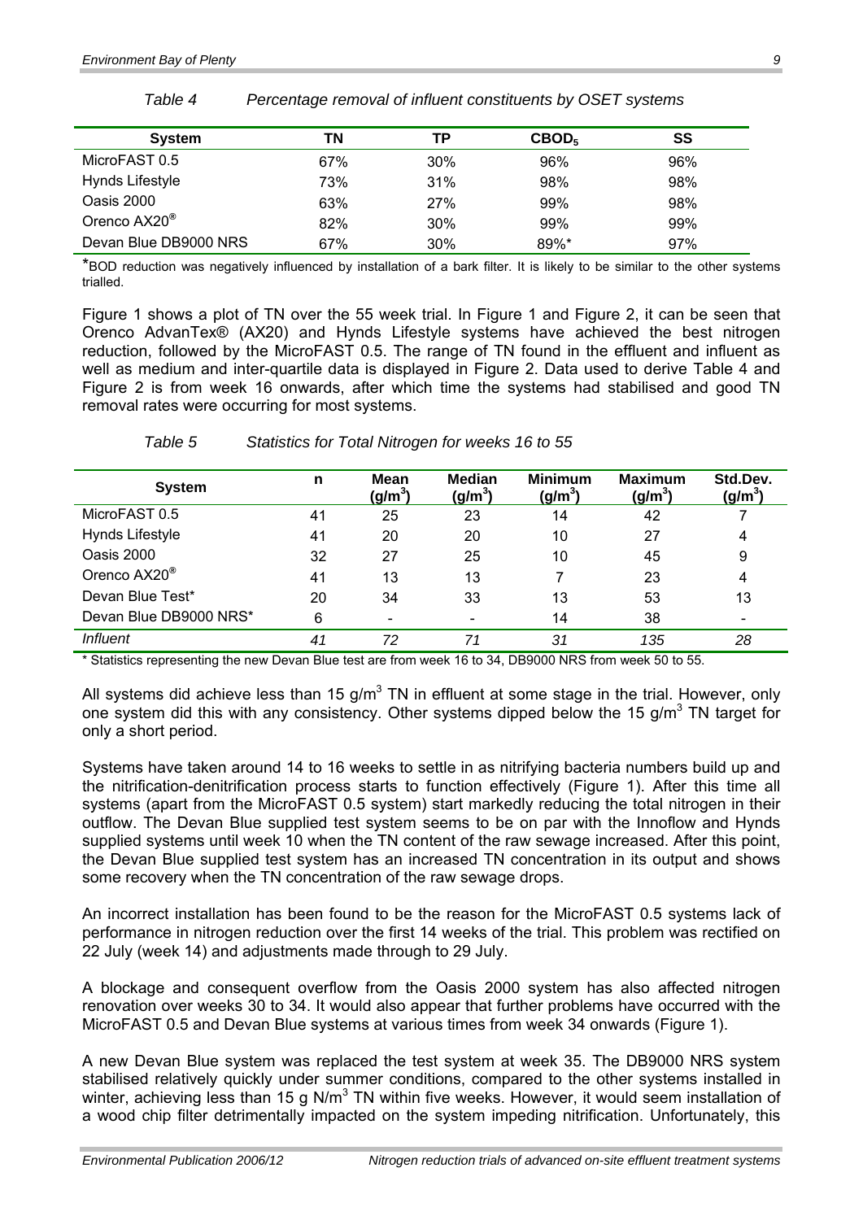*Table 4 Percentage removal of influent constituents by OSET systems*

| System | TN | TP | $CBOD_5$ | SS |
|---|---|---|---|---|
| MicroFAST 0.5 | 67% | 30% | 96% | 96% |
| Hynds Lifestyle | 73% | 31% | 98% | 98% |
| Oasis 2000 | 63% | 27% | 99% | 98% |
| Orenco AX20® | 82% | 30% | 99% | 99% |
| Devan Blue DB9000 NRS | 67% | 30% | 89%* | 97% |

*BOD reduction was negatively influenced by installation of a bark filter. It is likely to be similar to the other systems trialled.

Figure 1 shows a plot of TN over the 55 week trial. In Figure 1 and Figure 2, it can be seen that Orenco AdvanTex® (AX20) and Hynds Lifestyle systems have achieved the best nitrogen reduction, followed by the MicroFAST 0.5. The range of TN found in the effluent and influent as well as medium and inter-quartile data is displayed in Figure 2. Data used to derive Table 4 and Figure 2 is from week 16 onwards, after which time the systems had stabilised and good TN removal rates were occurring for most systems.

*Table 5 Statistics for Total Nitrogen for weeks 16 to 55*

| System | n | Mean ($g/m^3$) | Median ($g/m^3$) | Minimum ($g/m^3$) | Maximum ($g/m^3$) | Std.Dev. ($g/m^3$) |
|---|---|---|---|---|---|---|
| MicroFAST 0.5 | 41 | 25 | 23 | 14 | 42 | 7 |
| Hynds Lifestyle | 41 | 20 | 20 | 10 | 27 | 4 |
| Oasis 2000 | 32 | 27 | 25 | 10 | 45 | 9 |
| Orenco AX20® | 41 | 13 | 13 | 7 | 23 | 4 |
| Devan Blue Test* | 20 | 34 | 33 | 13 | 53 | 13 |
| Devan Blue DB9000 NRS* | 6 | - | - | 14 | 38 | - |
| *Influent* | *41* | *72* | *71* | *31* | *135* | *28* |

\* Statistics representing the new Devan Blue test are from week 16 to 34, DB9000 NRS from week 50 to 55.

All systems did achieve less than 15 $g/m^3$ TN in effluent at some stage in the trial. However, only one system did this with any consistency. Other systems dipped below the 15 $g/m^3$ TN target for only a short period.

Systems have taken around 14 to 16 weeks to settle in as nitrifying bacteria numbers build up and the nitrification-denitrification process starts to function effectively (Figure 1). After this time all systems (apart from the MicroFAST 0.5 system) start markedly reducing the total nitrogen in their outflow. The Devan Blue supplied test system seems to be on par with the Innoflow and Hynds supplied systems until week 10 when the TN content of the raw sewage increased. After this point, the Devan Blue supplied test system has an increased TN concentration in its output and shows some recovery when the TN concentration of the raw sewage drops.

An incorrect installation has been found to be the reason for the MicroFAST 0.5 systems lack of performance in nitrogen reduction over the first 14 weeks of the trial. This problem was rectified on 22 July (week 14) and adjustments made through to 29 July.

A blockage and consequent overflow from the Oasis 2000 system has also affected nitrogen renovation over weeks 30 to 34. It would also appear that further problems have occurred with the MicroFAST 0.5 and Devan Blue systems at various times from week 34 onwards (Figure 1).

A new Devan Blue system was replaced the test system at week 35. The DB9000 NRS system stabilised relatively quickly under summer conditions, compared to the other systems installed in winter, achieving less than 15 g $N/m^3$ TN within five weeks. However, it would seem installation of a wood chip filter detrimentally impacted on the system impeding nitrification. Unfortunately, this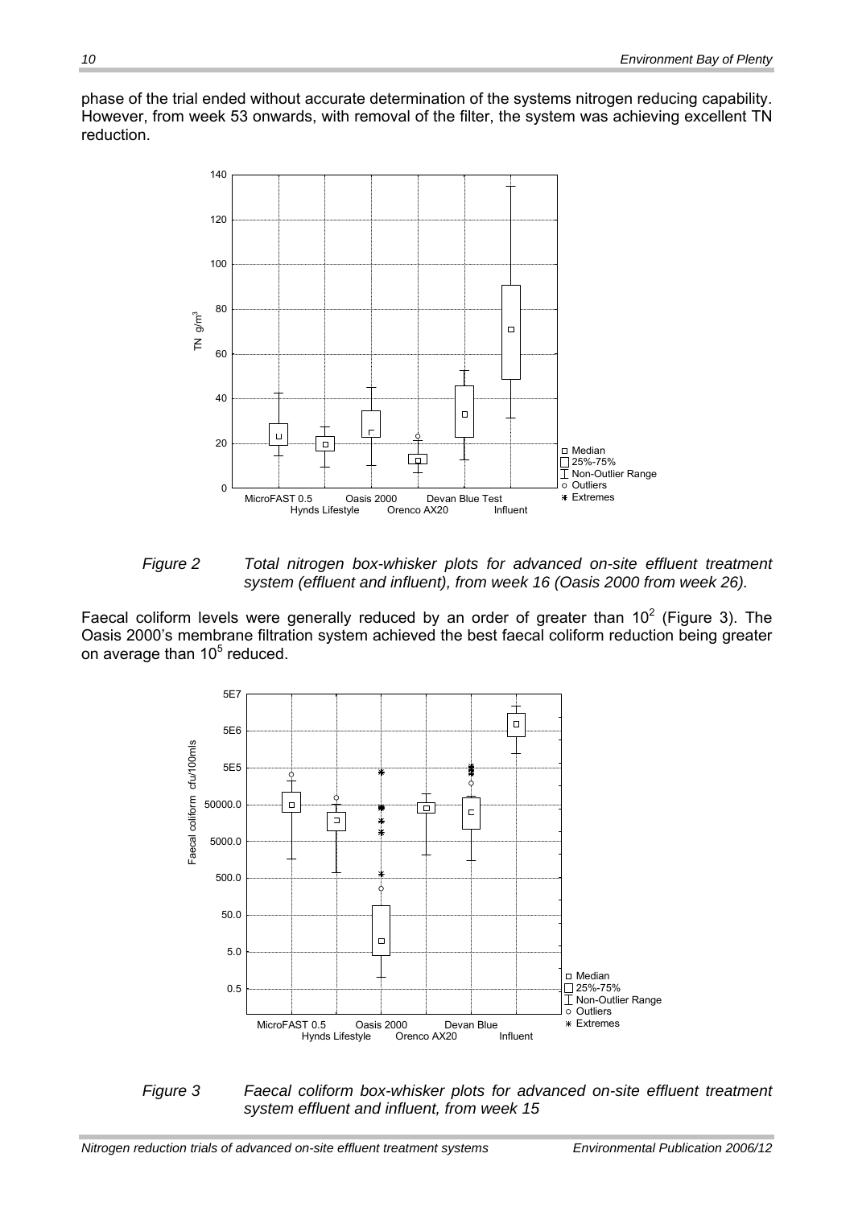phase of the trial ended without accurate determination of the systems nitrogen reducing capability. However, from week 53 onwards, with removal of the filter, the system was achieving excellent TN reduction.

*Figure 2 Total nitrogen box-whisker plots for advanced on-site effluent treatment system (effluent and influent), from week 16 (Oasis 2000 from week 26).*

Faecal coliform levels were generally reduced by an order of greater than $10^2$ (Figure 3). The Oasis 2000's membrane filtration system achieved the best faecal coliform reduction being greater on average than $10^5$ reduced.

*Figure 3 Faecal coliform box-whisker plots for advanced on-site effluent treatment system effluent and influent, from week 15*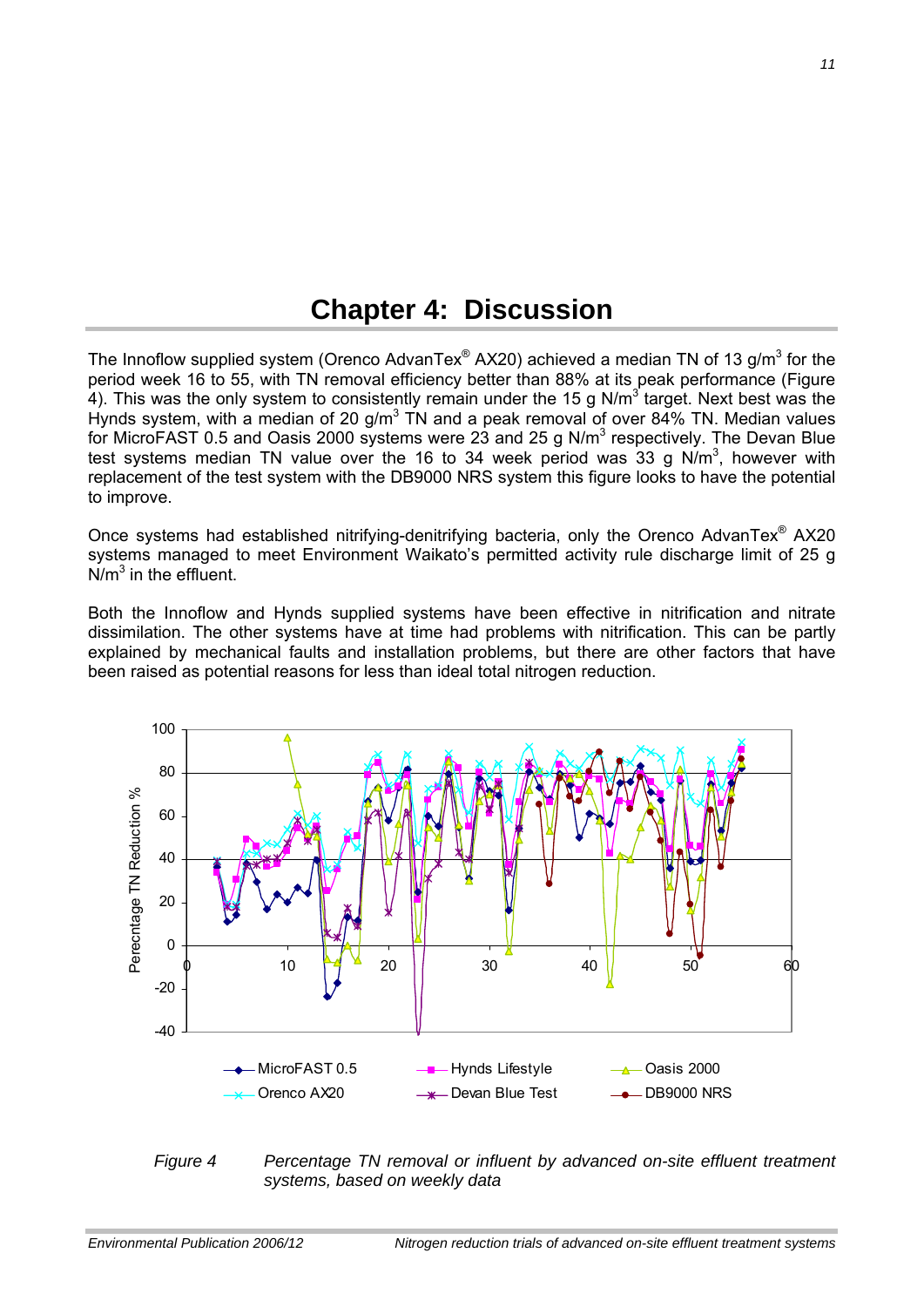# Chapter 4: Discussion

The Innoflow supplied system (Orenco AdvanTex® AX20) achieved a median TN of 13 g/m$^3$ for the period week 16 to 55, with TN removal efficiency better than 88% at its peak performance (Figure 4). This was the only system to consistently remain under the 15 g N/m$^3$ target. Next best was the Hynds system, with a median of 20 g/m$^3$ TN and a peak removal of over 84% TN. Median values for MicroFAST 0.5 and Oasis 2000 systems were 23 and 25 g N/m$^3$ respectively. The Devan Blue test systems median TN value over the 16 to 34 week period was 33 g N/m$^3$, however with replacement of the test system with the DB9000 NRS system this figure looks to have the potential to improve.

Once systems had established nitrifying-denitrifying bacteria, only the Orenco AdvanTex® AX20 systems managed to meet Environment Waikato's permitted activity rule discharge limit of 25 g N/m$^3$ in the effluent.

Both the Innoflow and Hynds supplied systems have been effective in nitrification and nitrate dissimilation. The other systems have at time had problems with nitrification. This can be partly explained by mechanical faults and installation problems, but there are other factors that have been raised as potential reasons for less than ideal total nitrogen reduction.

*Figure 4 Percentage TN removal or influent by advanced on-site effluent treatment systems, based on weekly data*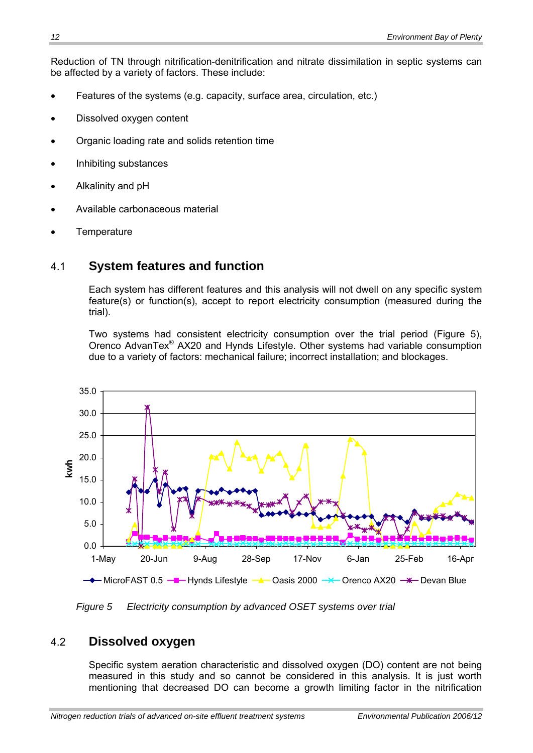Reduction of TN through nitrification-denitrification and nitrate dissimilation in septic systems can be affected by a variety of factors. These include:

- Features of the systems (e.g. capacity, surface area, circulation, etc.)
- Dissolved oxygen content
- Organic loading rate and solids retention time
- Inhibiting substances
- Alkalinity and pH
- Available carbonaceous material
- Temperature

## 4.1 System features and function

Each system has different features and this analysis will not dwell on any specific system feature(s) or function(s), accept to report electricity consumption (measured during the trial).

Two systems had consistent electricity consumption over the trial period (Figure 5), Orenco AdvanTex® AX20 and Hynds Lifestyle. Other systems had variable consumption due to a variety of factors: mechanical failure; incorrect installation; and blockages.

*Figure 5 Electricity consumption by advanced OSET systems over trial*

## 4.2 Dissolved oxygen

Specific system aeration characteristic and dissolved oxygen (DO) content are not being measured in this study and so cannot be considered in this analysis. It is just worth mentioning that decreased DO can become a growth limiting factor in the nitrification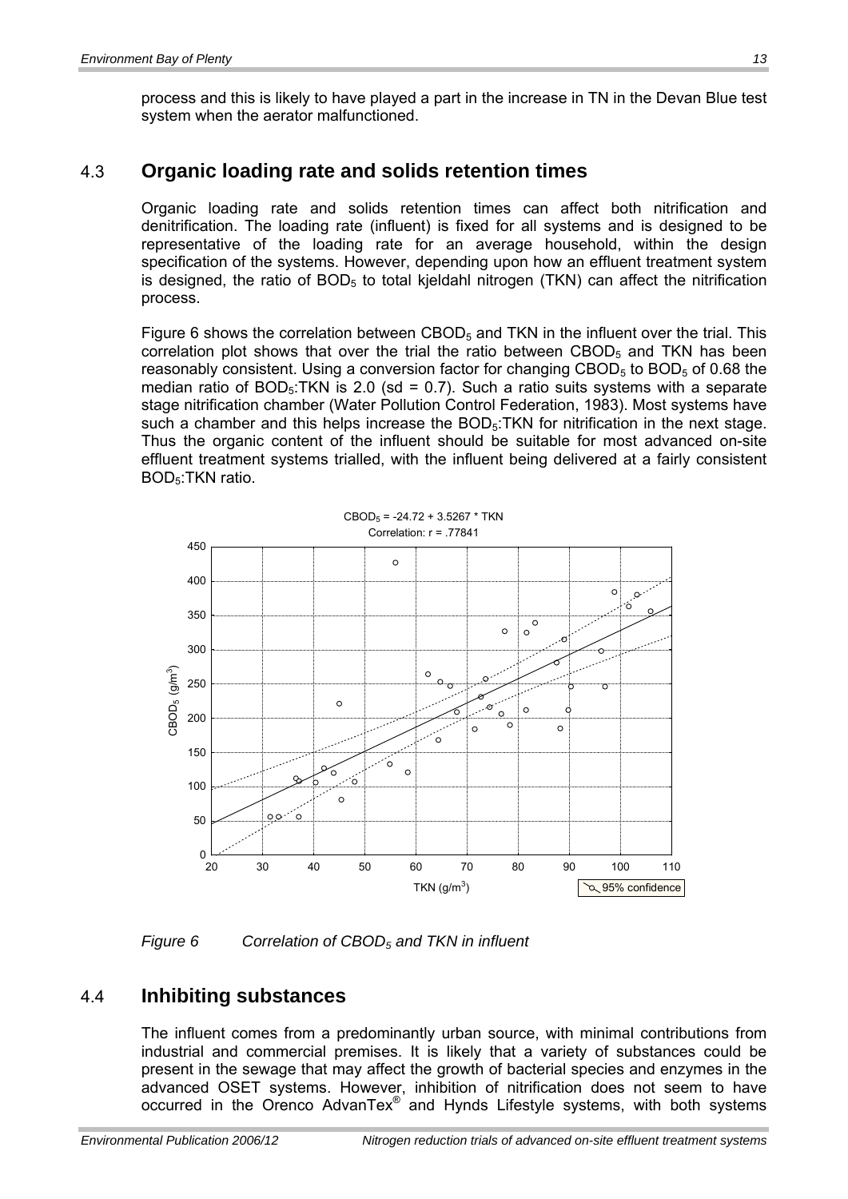process and this is likely to have played a part in the increase in TN in the Devan Blue test system when the aerator malfunctioned.

## 4.3 Organic loading rate and solids retention times

Organic loading rate and solids retention times can affect both nitrification and denitrification. The loading rate (influent) is fixed for all systems and is designed to be representative of the loading rate for an average household, within the design specification of the systems. However, depending upon how an effluent treatment system is designed, the ratio of $BOD_5$ to total kjeldahl nitrogen (TKN) can affect the nitrification process.

Figure 6 shows the correlation between $CBOD_5$ and TKN in the influent over the trial. This correlation plot shows that over the trial the ratio between $CBOD_5$ and TKN has been reasonably consistent. Using a conversion factor for changing $CBOD_5$ to $BOD_5$ of 0.68 the median ratio of $BOD_5$:TKN is 2.0 (sd = 0.7). Such a ratio suits systems with a separate stage nitrification chamber (Water Pollution Control Federation, 1983). Most systems have such a chamber and this helps increase the $BOD_5$:TKN for nitrification in the next stage. Thus the organic content of the influent should be suitable for most advanced on-site effluent treatment systems trialled, with the influent being delivered at a fairly consistent $BOD_5$:TKN ratio.

$CBOD_5$ = -24.72 + 3.5267 * TKN
Correlation: r = .77841

*Figure 6 Correlation of $CBOD_5$ and TKN in influent*

## 4.4 Inhibiting substances

The influent comes from a predominantly urban source, with minimal contributions from industrial and commercial premises. It is likely that a variety of substances could be present in the sewage that may affect the growth of bacterial species and enzymes in the advanced OSET systems. However, inhibition of nitrification does not seem to have occurred in the Orenco AdvanTex® and Hynds Lifestyle systems, with both systems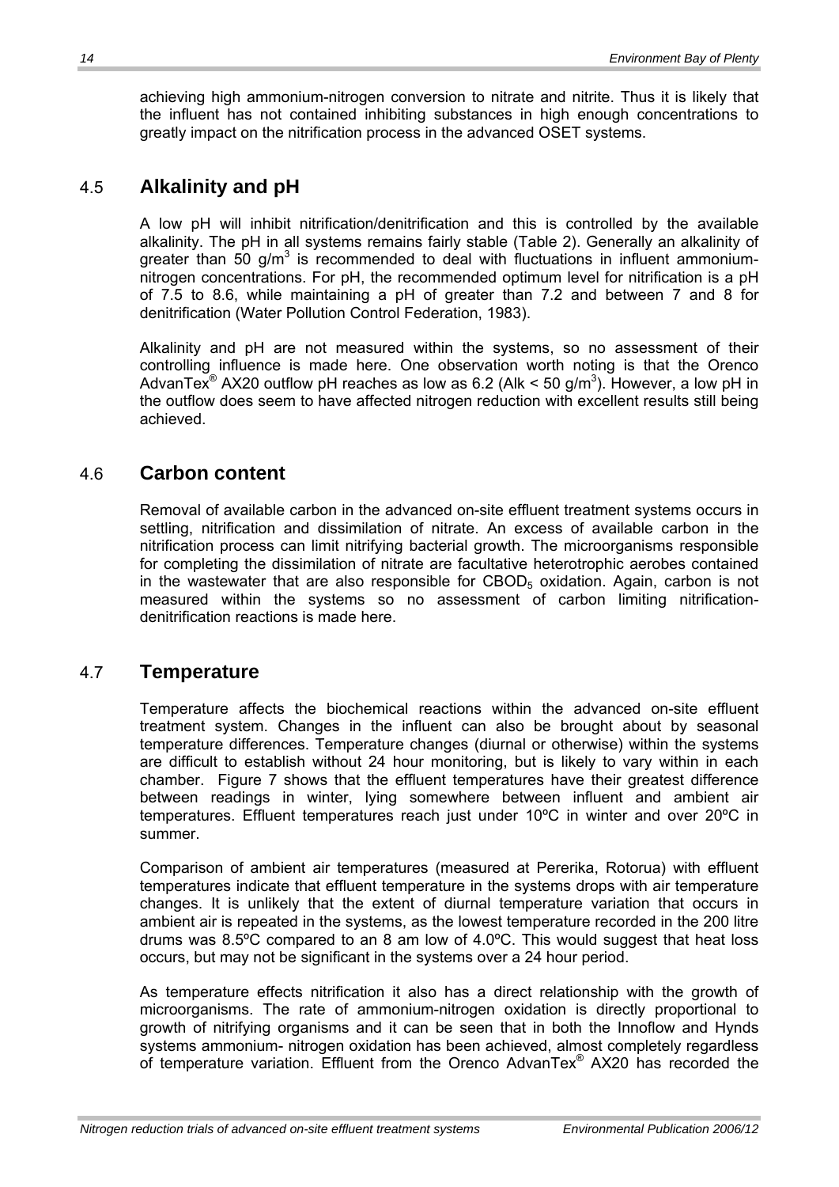achieving high ammonium-nitrogen conversion to nitrate and nitrite. Thus it is likely that the influent has not contained inhibiting substances in high enough concentrations to greatly impact on the nitrification process in the advanced OSET systems.

## 4.5 Alkalinity and pH

A low pH will inhibit nitrification/denitrification and this is controlled by the available alkalinity. The pH in all systems remains fairly stable (Table 2). Generally an alkalinity of greater than 50 $g/m^3$ is recommended to deal with fluctuations in influent ammonium-nitrogen concentrations. For pH, the recommended optimum level for nitrification is a pH of 7.5 to 8.6, while maintaining a pH of greater than 7.2 and between 7 and 8 for denitrification (Water Pollution Control Federation, 1983).

Alkalinity and pH are not measured within the systems, so no assessment of their controlling influence is made here. One observation worth noting is that the Orenco AdvanTex® AX20 outflow pH reaches as low as 6.2 (Alk < 50 $g/m^3$). However, a low pH in the outflow does seem to have affected nitrogen reduction with excellent results still being achieved.

## 4.6 Carbon content

Removal of available carbon in the advanced on-site effluent treatment systems occurs in settling, nitrification and dissimilation of nitrate. An excess of available carbon in the nitrification process can limit nitrifying bacterial growth. The microorganisms responsible for completing the dissimilation of nitrate are facultative heterotrophic aerobes contained in the wastewater that are also responsible for $CBOD_5$ oxidation. Again, carbon is not measured within the systems so no assessment of carbon limiting nitrification-denitrification reactions is made here.

## 4.7 Temperature

Temperature affects the biochemical reactions within the advanced on-site effluent treatment system. Changes in the influent can also be brought about by seasonal temperature differences. Temperature changes (diurnal or otherwise) within the systems are difficult to establish without 24 hour monitoring, but is likely to vary within in each chamber. Figure 7 shows that the effluent temperatures have their greatest difference between readings in winter, lying somewhere between influent and ambient air temperatures. Effluent temperatures reach just under 10ºC in winter and over 20ºC in summer.

Comparison of ambient air temperatures (measured at Pererika, Rotorua) with effluent temperatures indicate that effluent temperature in the systems drops with air temperature changes. It is unlikely that the extent of diurnal temperature variation that occurs in ambient air is repeated in the systems, as the lowest temperature recorded in the 200 litre drums was 8.5ºC compared to an 8 am low of 4.0ºC. This would suggest that heat loss occurs, but may not be significant in the systems over a 24 hour period.

As temperature effects nitrification it also has a direct relationship with the growth of microorganisms. The rate of ammonium-nitrogen oxidation is directly proportional to growth of nitrifying organisms and it can be seen that in both the Innoflow and Hynds systems ammonium- nitrogen oxidation has been achieved, almost completely regardless of temperature variation. Effluent from the Orenco AdvanTex® AX20 has recorded the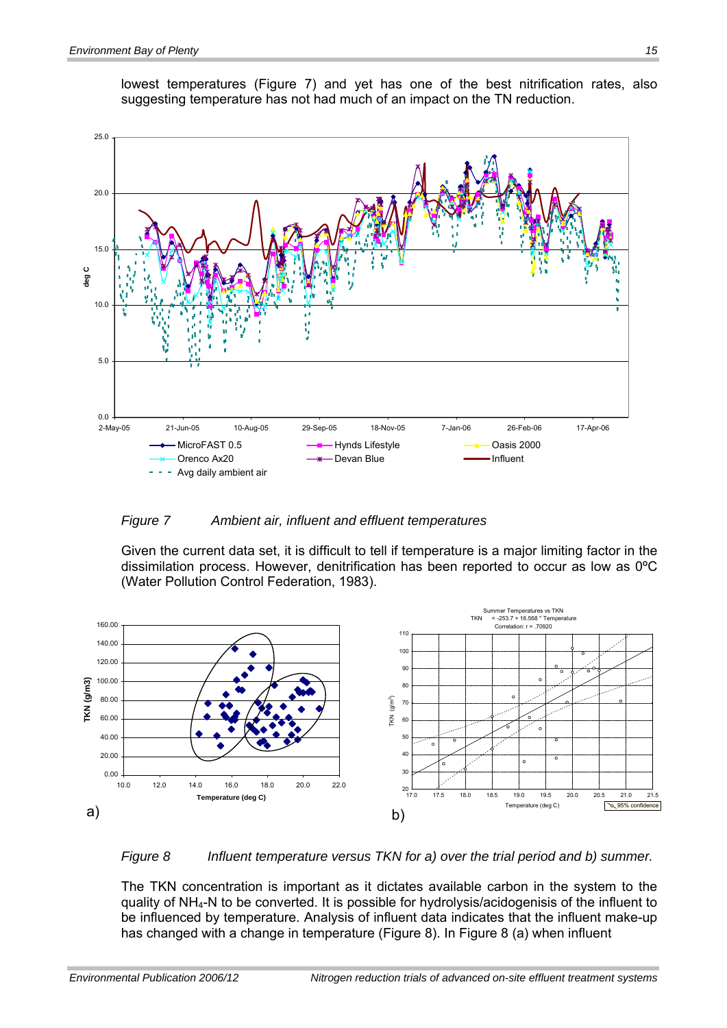lowest temperatures (Figure 7) and yet has one of the best nitrification rates, also suggesting temperature has not had much of an impact on the TN reduction.

*Figure 7        Ambient air, influent and effluent temperatures*

Given the current data set, it is difficult to tell if temperature is a major limiting factor in the dissimilation process. However, denitrification has been reported to occur as low as 0ºC (Water Pollution Control Federation, 1983).

*Figure 8        Influent temperature versus TKN for a) over the trial period and b) summer.*

The TKN concentration is important as it dictates available carbon in the system to the quality of $NH_4$-N to be converted. It is possible for hydrolysis/acidogenisis of the influent to be influenced by temperature. Analysis of influent data indicates that the influent make-up has changed with a change in temperature (Figure 8). In Figure 8 (a) when influent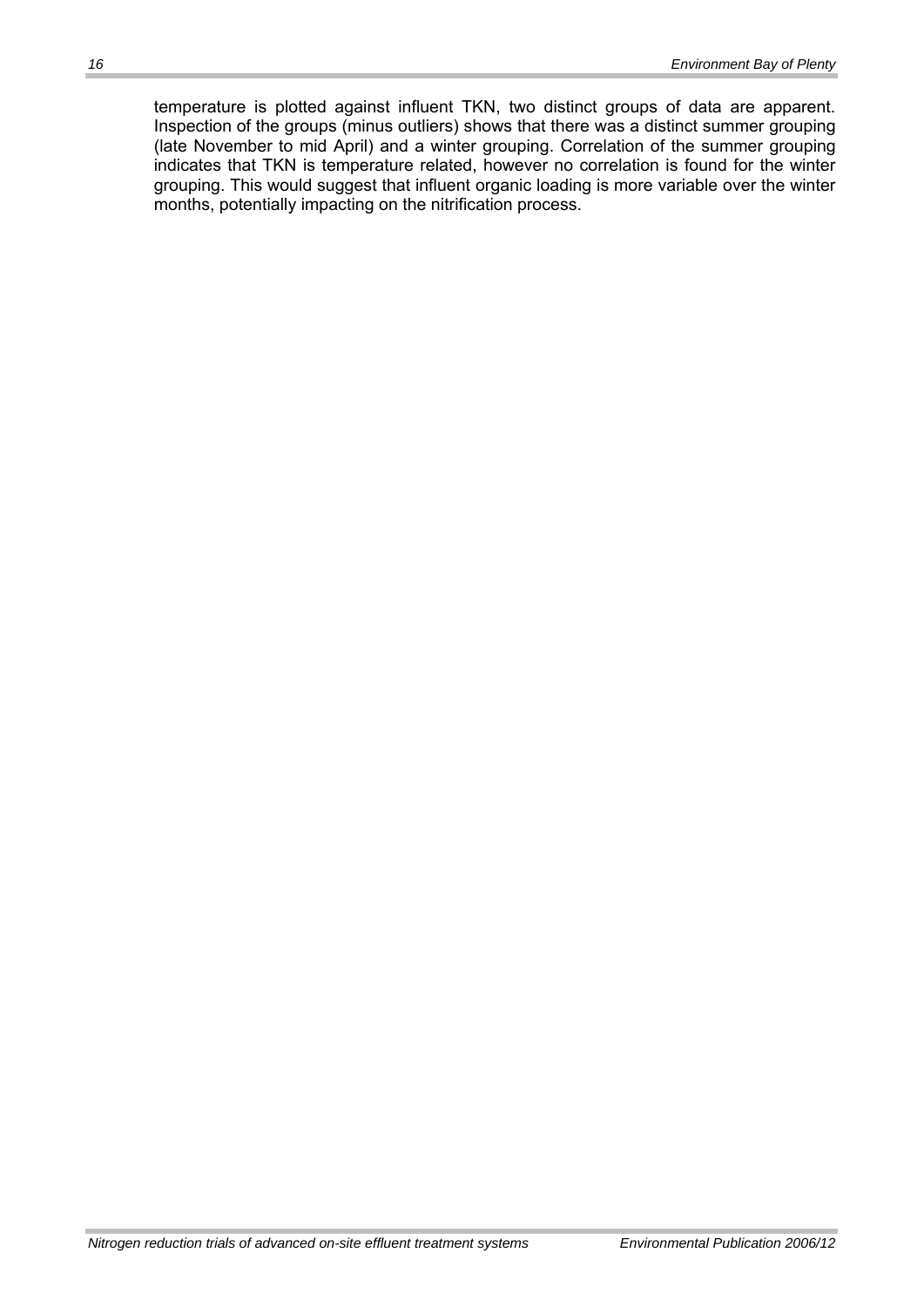temperature is plotted against influent TKN, two distinct groups of data are apparent. Inspection of the groups (minus outliers) shows that there was a distinct summer grouping (late November to mid April) and a winter grouping. Correlation of the summer grouping indicates that TKN is temperature related, however no correlation is found for the winter grouping. This would suggest that influent organic loading is more variable over the winter months, potentially impacting on the nitrification process.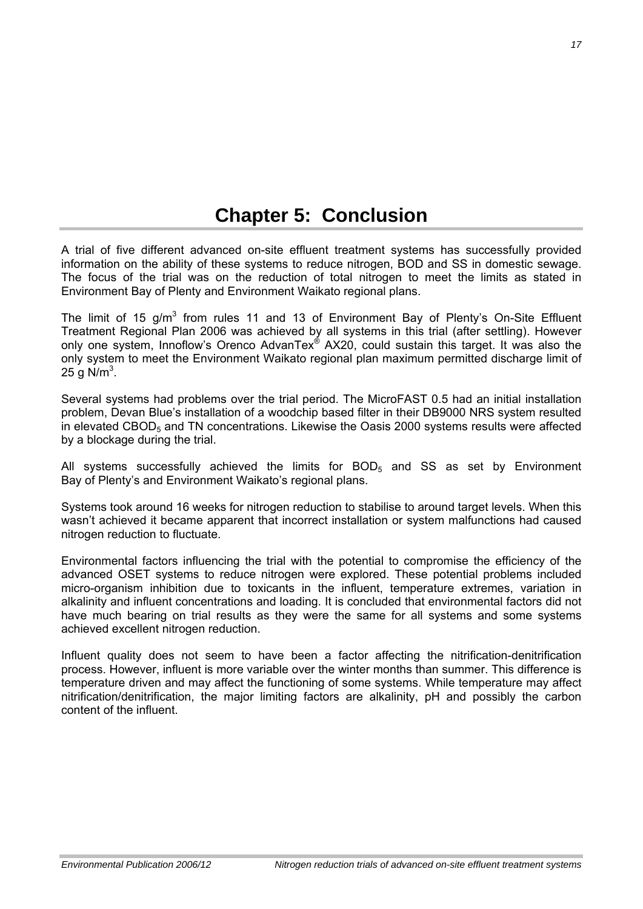# Chapter 5: Conclusion

A trial of five different advanced on-site effluent treatment systems has successfully provided information on the ability of these systems to reduce nitrogen, BOD and SS in domestic sewage. The focus of the trial was on the reduction of total nitrogen to meet the limits as stated in Environment Bay of Plenty and Environment Waikato regional plans.

The limit of 15 $g/m^3$ from rules 11 and 13 of Environment Bay of Plenty's On-Site Effluent Treatment Regional Plan 2006 was achieved by all systems in this trial (after settling). However only one system, Innoflow's Orenco AdvanTex® AX20, could sustain this target. It was also the only system to meet the Environment Waikato regional plan maximum permitted discharge limit of 25 g $N/m^3$.

Several systems had problems over the trial period. The MicroFAST 0.5 had an initial installation problem, Devan Blue's installation of a woodchip based filter in their DB9000 NRS system resulted in elevated $CBOD_5$ and TN concentrations. Likewise the Oasis 2000 systems results were affected by a blockage during the trial.

All systems successfully achieved the limits for $BOD_5$ and SS as set by Environment Bay of Plenty's and Environment Waikato's regional plans.

Systems took around 16 weeks for nitrogen reduction to stabilise to around target levels. When this wasn't achieved it became apparent that incorrect installation or system malfunctions had caused nitrogen reduction to fluctuate.

Environmental factors influencing the trial with the potential to compromise the efficiency of the advanced OSET systems to reduce nitrogen were explored. These potential problems included micro-organism inhibition due to toxicants in the influent, temperature extremes, variation in alkalinity and influent concentrations and loading. It is concluded that environmental factors did not have much bearing on trial results as they were the same for all systems and some systems achieved excellent nitrogen reduction.

Influent quality does not seem to have been a factor affecting the nitrification-denitrification process. However, influent is more variable over the winter months than summer. This difference is temperature driven and may affect the functioning of some systems. While temperature may affect nitrification/denitrification, the major limiting factors are alkalinity, pH and possibly the carbon content of the influent.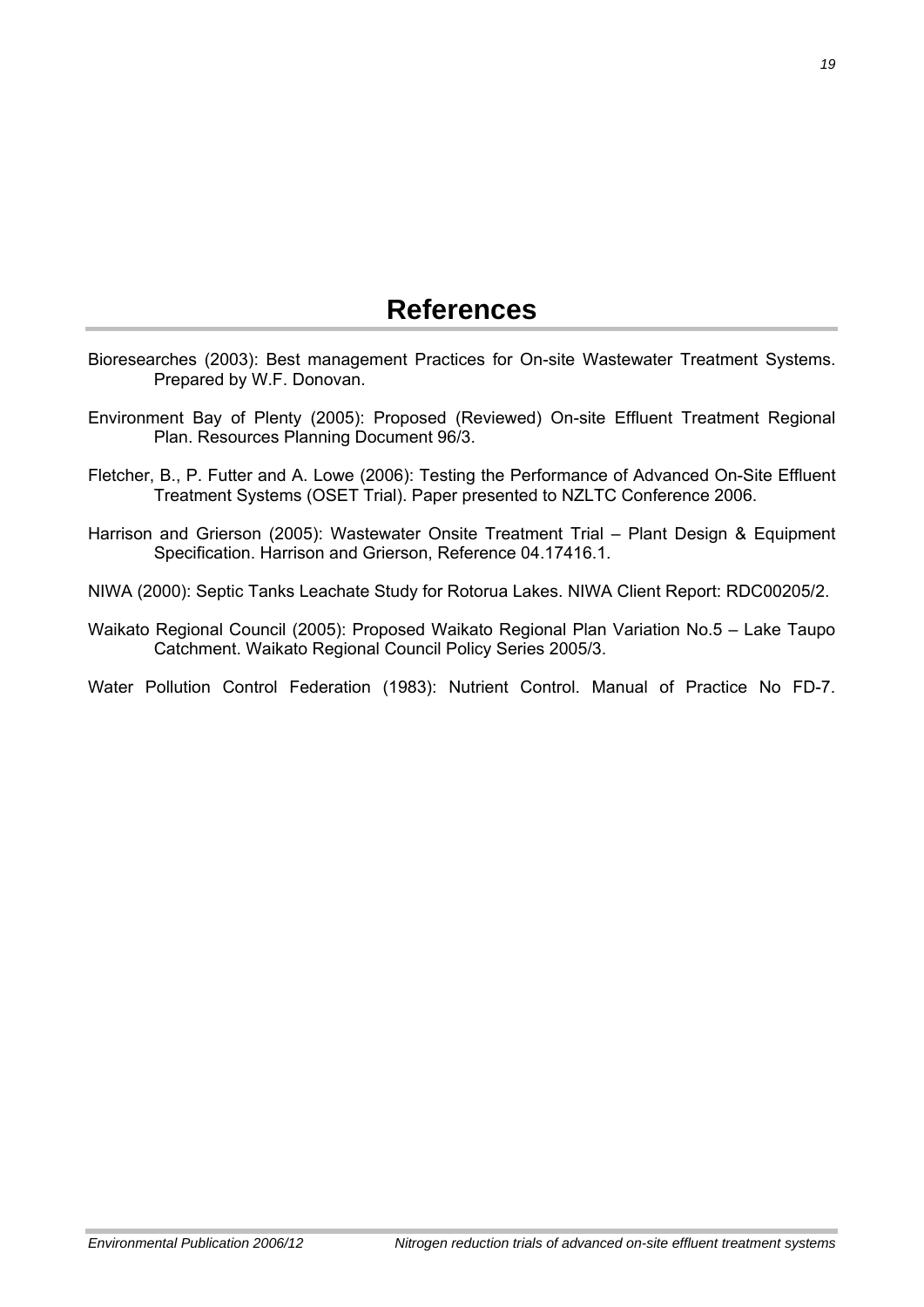# References

Bioresearches (2003): Best management Practices for On-site Wastewater Treatment Systems. Prepared by W.F. Donovan.

Environment Bay of Plenty (2005): Proposed (Reviewed) On-site Effluent Treatment Regional Plan. Resources Planning Document 96/3.

Fletcher, B., P. Futter and A. Lowe (2006): Testing the Performance of Advanced On-Site Effluent Treatment Systems (OSET Trial). Paper presented to NZLTC Conference 2006.

Harrison and Grierson (2005): Wastewater Onsite Treatment Trial – Plant Design & Equipment Specification. Harrison and Grierson, Reference 04.17416.1.

NIWA (2000): Septic Tanks Leachate Study for Rotorua Lakes. NIWA Client Report: RDC00205/2.

Waikato Regional Council (2005): Proposed Waikato Regional Plan Variation No.5 – Lake Taupo Catchment. Waikato Regional Council Policy Series 2005/3.

Water Pollution Control Federation (1983): Nutrient Control. Manual of Practice No FD-7.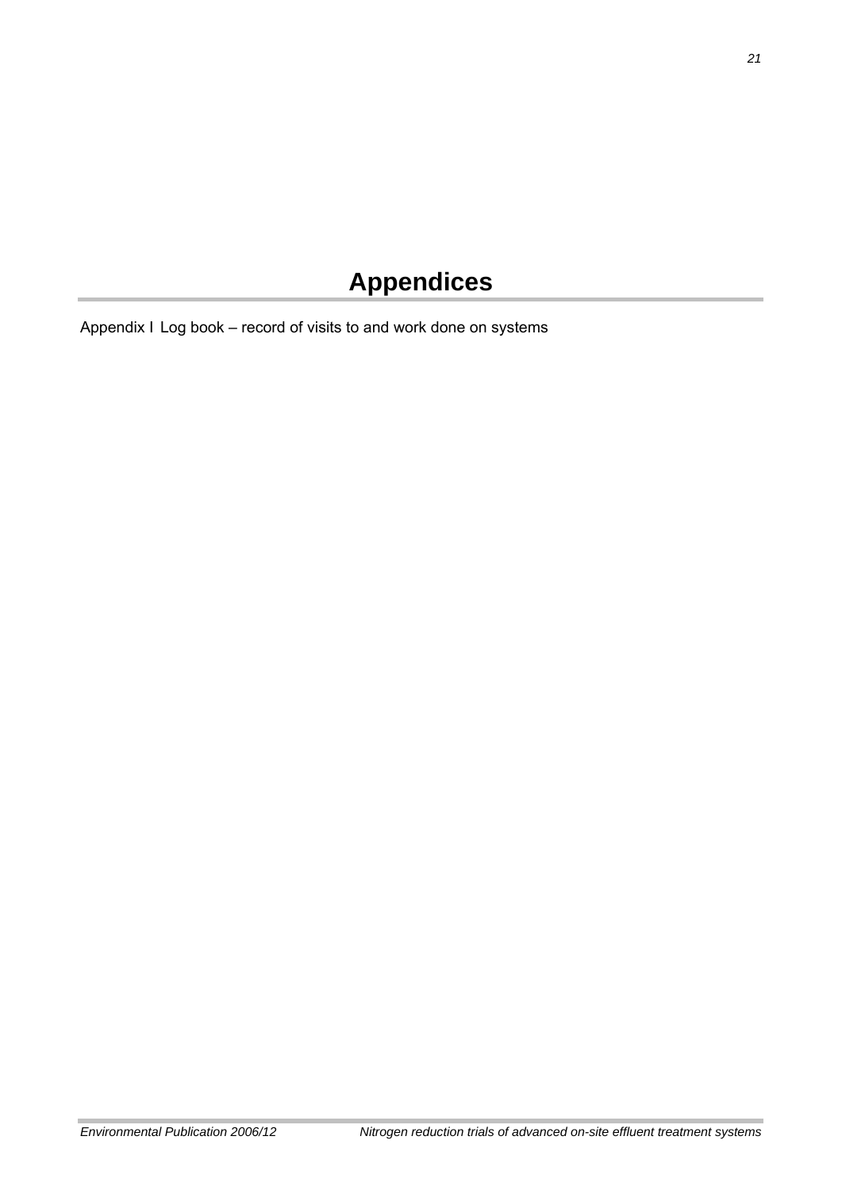# Appendices

Appendix I Log book – record of visits to and work done on systems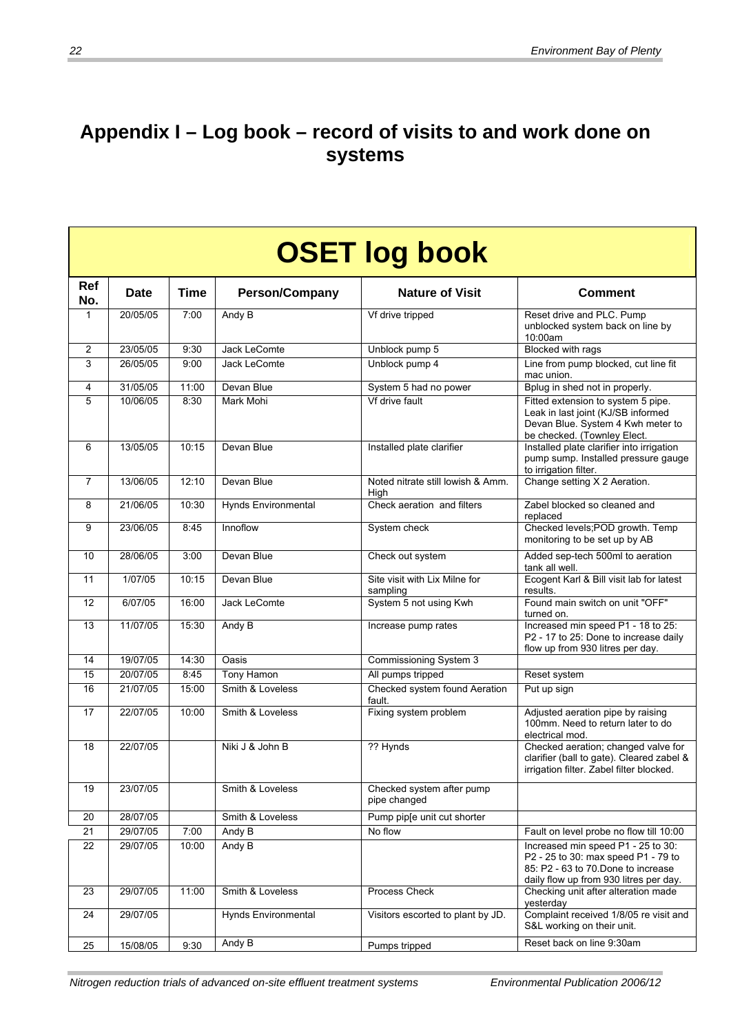# Appendix I – Log book – record of visits to and work done on systems

## OSET log book

| Ref No. | Date | Time | Person/Company | Nature of Visit | Comment |
|---|---|---|---|---|---|
| 1 | 20/05/05 | 7:00 | Andy B | Vf drive tripped | Reset drive and PLC. Pump unblocked system back on line by 10:00am |
| 2 | 23/05/05 | 9:30 | Jack LeComte | Unblock pump 5 | Blocked with rags |
| 3 | 26/05/05 | 9:00 | Jack LeComte | Unblock pump 4 | Line from pump blocked, cut line fit mac union. |
| 4 | 31/05/05 | 11:00 | Devan Blue | System 5 had no power | Bplug in shed not in properly. |
| 5 | 10/06/05 | 8:30 | Mark Mohi | Vf drive fault | Fitted extension to system 5 pipe. Leak in last joint (KJ/SB informed Devan Blue. System 4 Kwh meter to be checked. (Townley Elect. |
| 6 | 13/05/05 | 10:15 | Devan Blue | Installed plate clarifier | Installed plate clarifier into irrigation pump sump. Installed pressure gauge to irrigation filter. |
| 7 | 13/06/05 | 12:10 | Devan Blue | Noted nitrate still lowish & Amm. High | Change setting X 2 Aeration. |
| 8 | 21/06/05 | 10:30 | Hynds Environmental | Check aeration and filters | Zabel blocked so cleaned and replaced |
| 9 | 23/06/05 | 8:45 | Innoflow | System check | Checked levels;POD growth. Temp monitoring to be set up by AB |
| 10 | 28/06/05 | 3:00 | Devan Blue | Check out system | Added sep-tech 500ml to aeration tank all well. |
| 11 | 1/07/05 | 10:15 | Devan Blue | Site visit with Lix Milne for sampling | Ecogent Karl & Bill visit lab for latest results. |
| 12 | 6/07/05 | 16:00 | Jack LeComte | System 5 not using Kwh | Found main switch on unit "OFF" turned on. |
| 13 | 11/07/05 | 15:30 | Andy B | Increase pump rates | Increased min speed P1 - 18 to 25: P2 - 17 to 25: Done to increase daily flow up from 930 litres per day. |
| 14 | 19/07/05 | 14:30 | Oasis | Commissioning System 3 | |
| 15 | 20/07/05 | 8:45 | Tony Hamon | All pumps tripped | Reset system |
| 16 | 21/07/05 | 15:00 | Smith & Loveless | Checked system found Aeration fault. | Put up sign |
| 17 | 22/07/05 | 10:00 | Smith & Loveless | Fixing system problem | Adjusted aeration pipe by raising 100mm. Need to return later to do electrical mod. |
| 18 | 22/07/05 | | Niki J & John B | ?? Hynds | Checked aeration; changed valve for clarifier (ball to gate). Cleared zabel & irrigation filter. Zabel filter blocked. |
| 19 | 23/07/05 | | Smith & Loveless | Checked system after pump pipe changed | |
| 20 | 28/07/05 | | Smith & Loveless | Pump pip[e unit cut shorter | |
| 21 | 29/07/05 | 7:00 | Andy B | No flow | Fault on level probe no flow till 10:00 |
| 22 | 29/07/05 | 10:00 | Andy B | | Increased min speed P1 - 25 to 30: P2 - 25 to 30: max speed P1 - 79 to 85: P2 - 63 to 70.Done to increase daily flow up from 930 litres per day. |
| 23 | 29/07/05 | 11:00 | Smith & Loveless | Process Check | Checking unit after alteration made yesterday |
| 24 | 29/07/05 | | Hynds Environmental | Visitors escorted to plant by JD. | Complaint received 1/8/05 re visit and S&L working on their unit. |
| 25 | 15/08/05 | 9:30 | Andy B | Pumps tripped | Reset back on line 9:30am |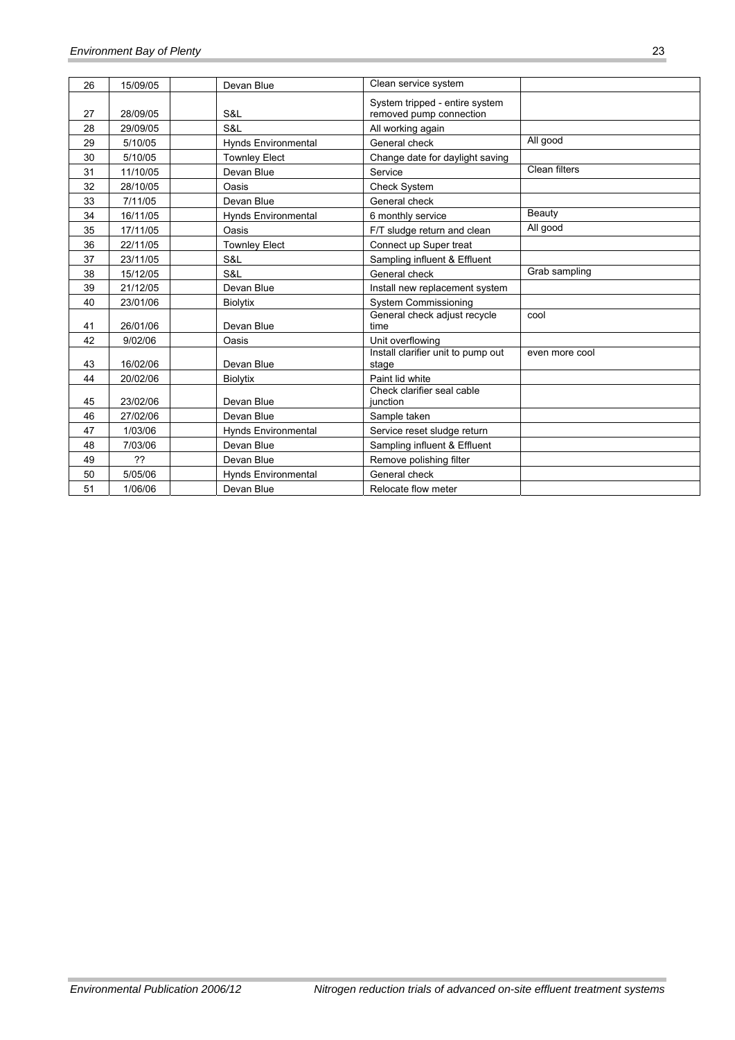| | | | | | |
|---|---|---|---|---|---|
| 26 | 15/09/05 | | Devan Blue | Clean service system | |
| 27 | 28/09/05 | | S&L | System tripped - entire system removed pump connection | |
| 28 | 29/09/05 | | S&L | All working again | |
| 29 | 5/10/05 | | Hynds Environmental | General check | All good |
| 30 | 5/10/05 | | Townley Elect | Change date for daylight saving | |
| 31 | 11/10/05 | | Devan Blue | Service | Clean filters |
| 32 | 28/10/05 | | Oasis | Check System | |
| 33 | 7/11/05 | | Devan Blue | General check | |
| 34 | 16/11/05 | | Hynds Environmental | 6 monthly service | Beauty |
| 35 | 17/11/05 | | Oasis | F/T sludge return and clean | All good |
| 36 | 22/11/05 | | Townley Elect | Connect up Super treat | |
| 37 | 23/11/05 | | S&L | Sampling influent & Effluent | |
| 38 | 15/12/05 | | S&L | General check | Grab sampling |
| 39 | 21/12/05 | | Devan Blue | Install new replacement system | |
| 40 | 23/01/06 | | Biolytix | System Commissioning | |
| 41 | 26/01/06 | | Devan Blue | General check adjust recycle time | cool |
| 42 | 9/02/06 | | Oasis | Unit overflowing | |
| 43 | 16/02/06 | | Devan Blue | Install clarifier unit to pump out stage | even more cool |
| 44 | 20/02/06 | | Biolytix | Paint lid white | |
| 45 | 23/02/06 | | Devan Blue | Check clarifier seal cable junction | |
| 46 | 27/02/06 | | Devan Blue | Sample taken | |
| 47 | 1/03/06 | | Hynds Environmental | Service reset sludge return | |
| 48 | 7/03/06 | | Devan Blue | Sampling influent & Effluent | |
| 49 | ?? | | Devan Blue | Remove polishing filter | |
| 50 | 5/05/06 | | Hynds Environmental | General check | |
| 51 | 1/06/06 | | Devan Blue | Relocate flow meter | |